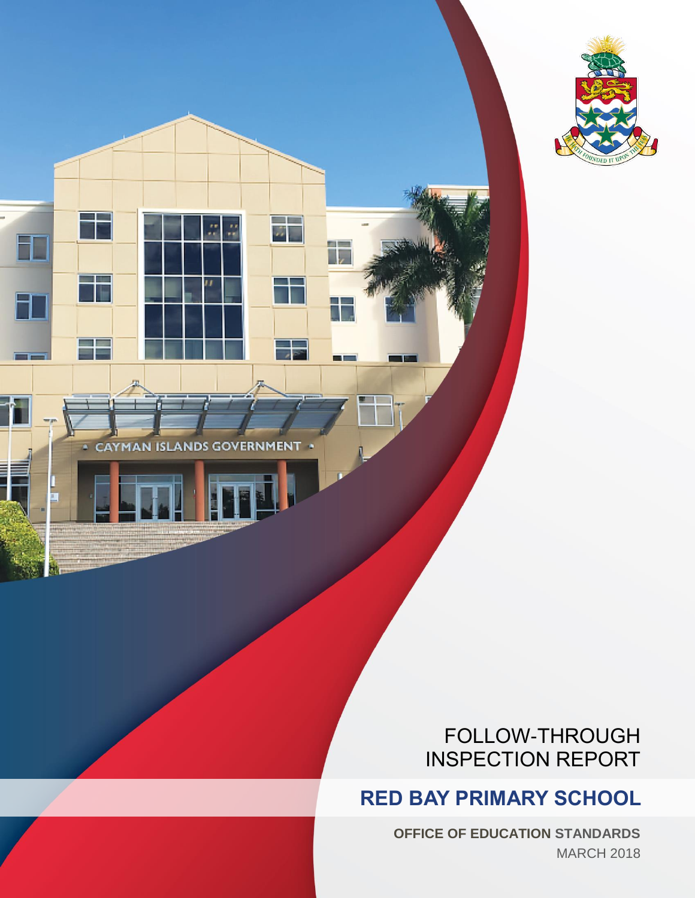# FOLLOW-THROUGH INSPECTION REPORT

## RED BAY PRIMARY SCHOOL

**OFFICE OF EDUCATION STANDARDS**

MARCH 2018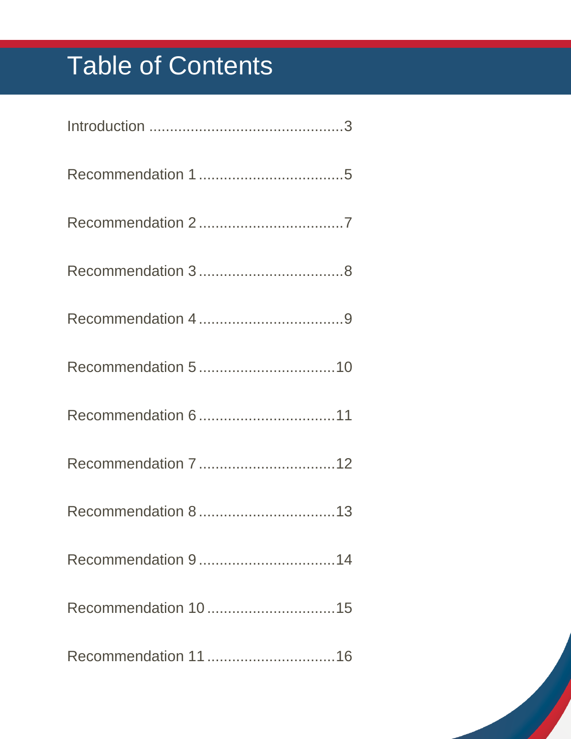# Table of Contents

Introduction .............................................3

Recommendation 1 ..................................5

Recommendation 2 ..................................7

Recommendation 3 ..................................8

Recommendation 4 ..................................9

Recommendation 5 ................................10

Recommendation 6 ................................11

Recommendation 7 ................................12

Recommendation 8 ................................13

Recommendation 9 ................................14

Recommendation 10 ..............................15

Recommendation 11 ..............................16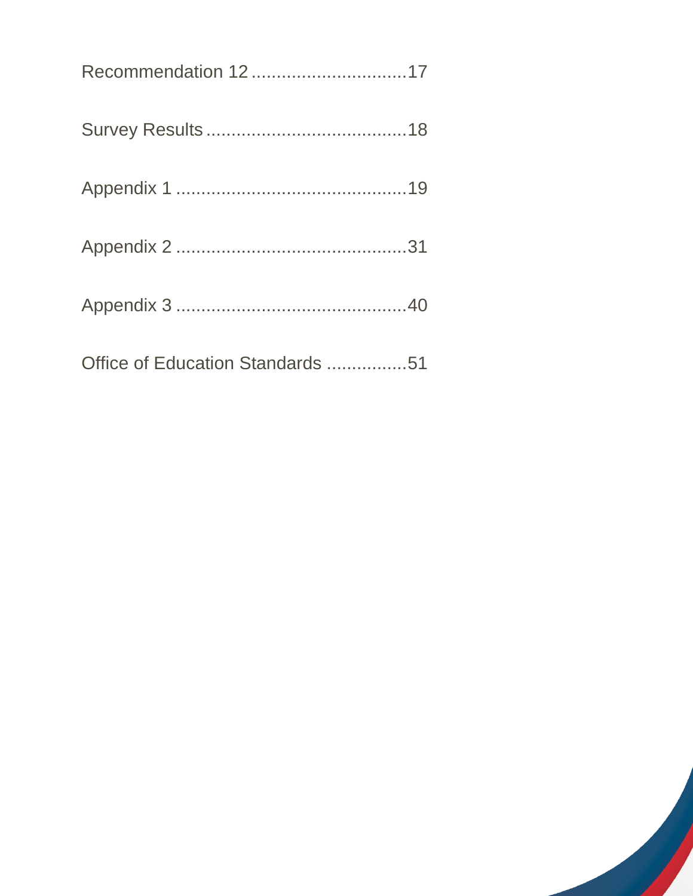Recommendation 12 ..............................17

Survey Results.......................................18

Appendix 1 .............................................19

Appendix 2 .............................................31

Appendix 3 .............................................40

Office of Education Standards ................51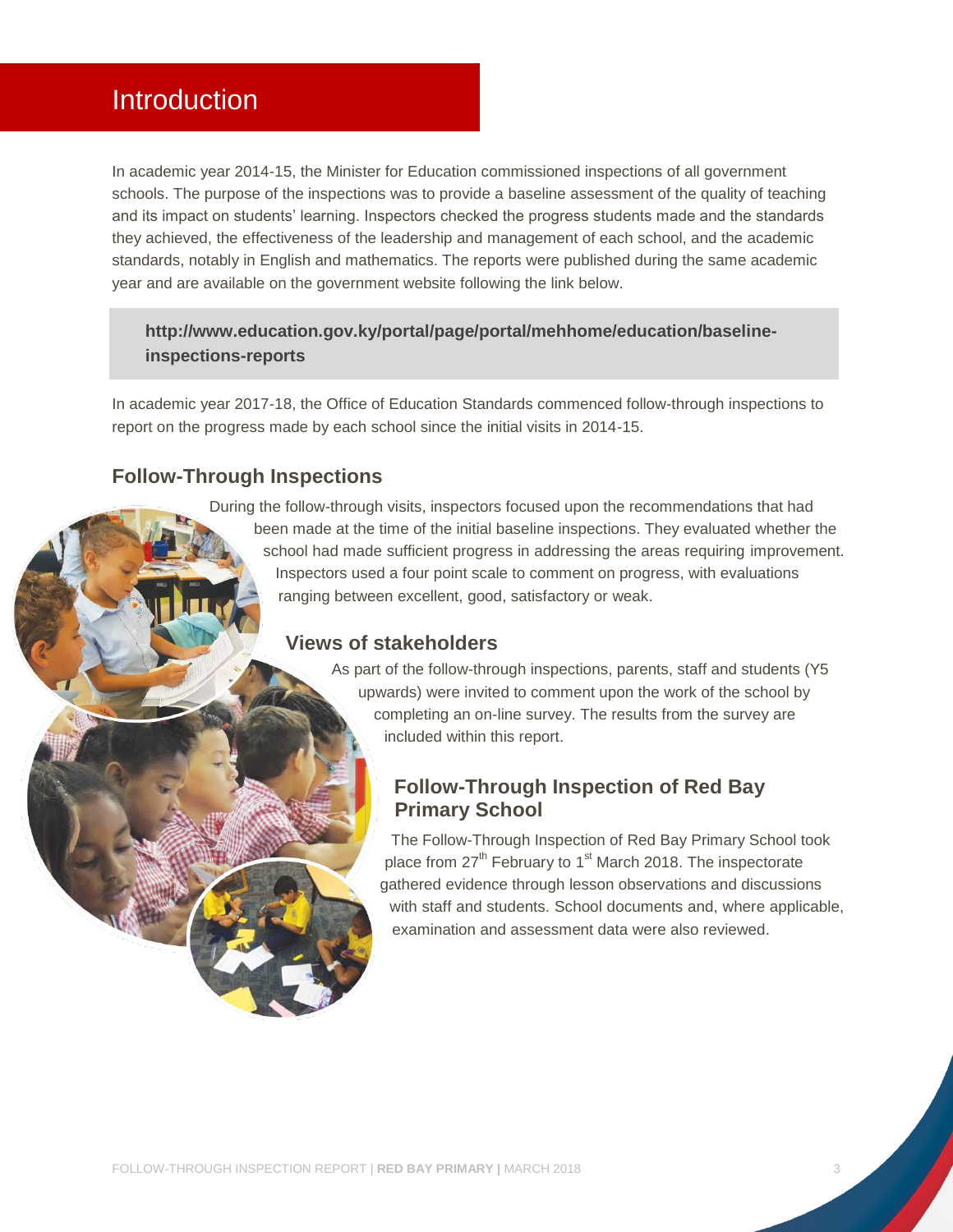# Introduction

In academic year 2014-15, the Minister for Education commissioned inspections of all government schools. The purpose of the inspections was to provide a baseline assessment of the quality of teaching and its impact on students' learning. Inspectors checked the progress students made and the standards they achieved, the effectiveness of the leadership and management of each school, and the academic standards, notably in English and mathematics. The reports were published during the same academic year and are available on the government website following the link below.

**http://www.education.gov.ky/portal/page/portal/mehhome/education/baseline-inspections-reports**

In academic year 2017-18, the Office of Education Standards commenced follow-through inspections to report on the progress made by each school since the initial visits in 2014-15.

## Follow-Through Inspections

During the follow-through visits, inspectors focused upon the recommendations that had been made at the time of the initial baseline inspections. They evaluated whether the school had made sufficient progress in addressing the areas requiring improvement. Inspectors used a four point scale to comment on progress, with evaluations ranging between excellent, good, satisfactory or weak.

## Views of stakeholders

As part of the follow-through inspections, parents, staff and students (Y5 upwards) were invited to comment upon the work of the school by completing an on-line survey. The results from the survey are included within this report.

## Follow-Through Inspection of Red Bay Primary School

The Follow-Through Inspection of Red Bay Primary School took place from 27th February to 1st March 2018. The inspectorate gathered evidence through lesson observations and discussions with staff and students. School documents and, where applicable, examination and assessment data were also reviewed.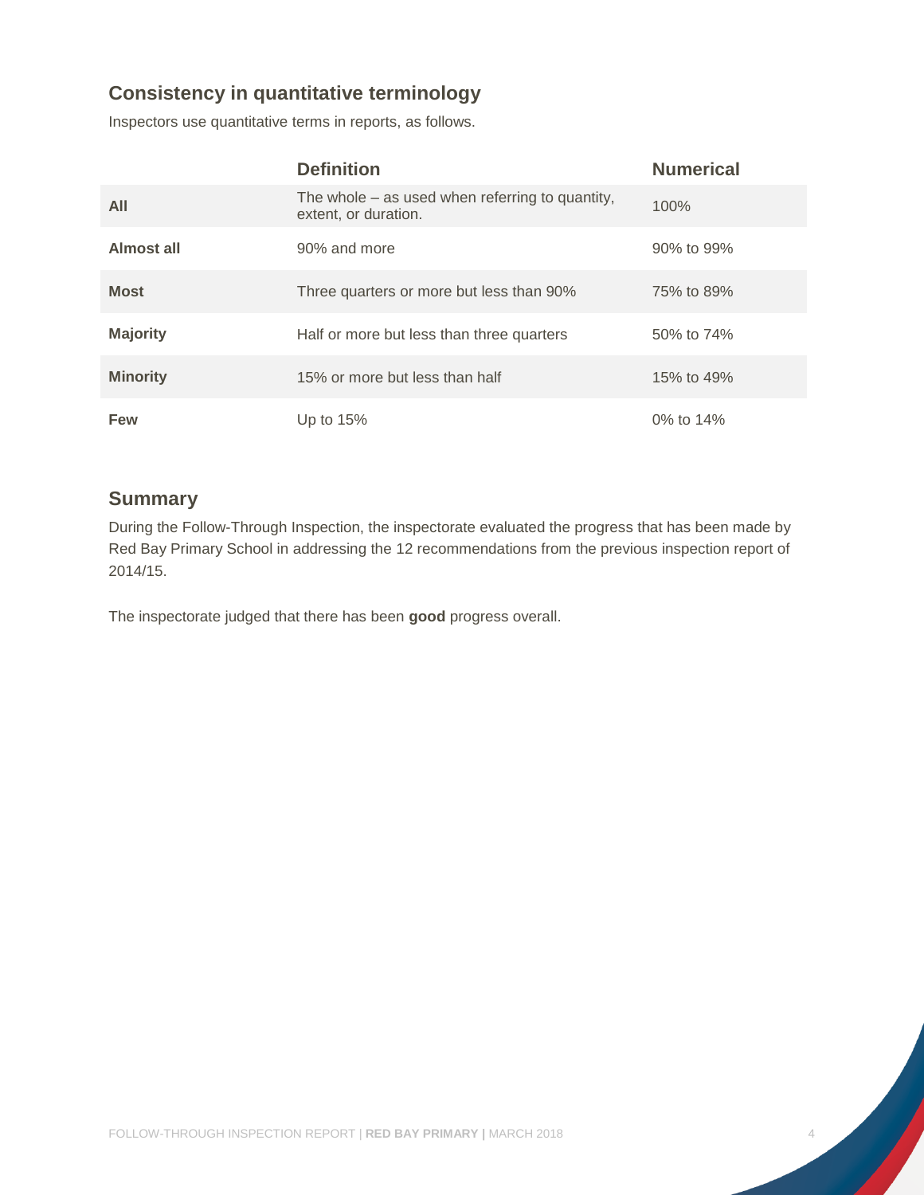## Consistency in quantitative terminology

Inspectors use quantitative terms in reports, as follows.

| | Definition | Numerical |
|---|---|---|
| **All** | The whole – as used when referring to quantity, extent, or duration. | 100% |
| **Almost all** | 90% and more | 90% to 99% |
| **Most** | Three quarters or more but less than 90% | 75% to 89% |
| **Majority** | Half or more but less than three quarters | 50% to 74% |
| **Minority** | 15% or more but less than half | 15% to 49% |
| **Few** | Up to 15% | 0% to 14% |

## Summary

During the Follow-Through Inspection, the inspectorate evaluated the progress that has been made by Red Bay Primary School in addressing the 12 recommendations from the previous inspection report of 2014/15.

The inspectorate judged that there has been **good** progress overall.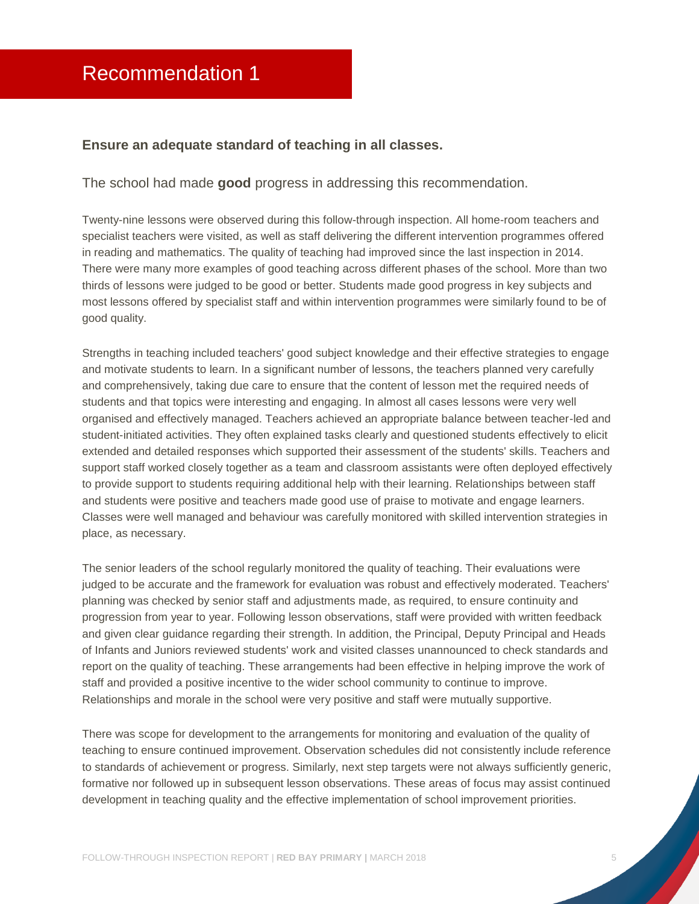# Recommendation 1

### Ensure an adequate standard of teaching in all classes.

The school had made **good** progress in addressing this recommendation.

Twenty-nine lessons were observed during this follow-through inspection. All home-room teachers and specialist teachers were visited, as well as staff delivering the different intervention programmes offered in reading and mathematics. The quality of teaching had improved since the last inspection in 2014. There were many more examples of good teaching across different phases of the school. More than two thirds of lessons were judged to be good or better. Students made good progress in key subjects and most lessons offered by specialist staff and within intervention programmes were similarly found to be of good quality.

Strengths in teaching included teachers' good subject knowledge and their effective strategies to engage and motivate students to learn. In a significant number of lessons, the teachers planned very carefully and comprehensively, taking due care to ensure that the content of lesson met the required needs of students and that topics were interesting and engaging. In almost all cases lessons were very well organised and effectively managed. Teachers achieved an appropriate balance between teacher-led and student-initiated activities. They often explained tasks clearly and questioned students effectively to elicit extended and detailed responses which supported their assessment of the students' skills. Teachers and support staff worked closely together as a team and classroom assistants were often deployed effectively to provide support to students requiring additional help with their learning. Relationships between staff and students were positive and teachers made good use of praise to motivate and engage learners. Classes were well managed and behaviour was carefully monitored with skilled intervention strategies in place, as necessary.

The senior leaders of the school regularly monitored the quality of teaching. Their evaluations were judged to be accurate and the framework for evaluation was robust and effectively moderated. Teachers' planning was checked by senior staff and adjustments made, as required, to ensure continuity and progression from year to year. Following lesson observations, staff were provided with written feedback and given clear guidance regarding their strength. In addition, the Principal, Deputy Principal and Heads of Infants and Juniors reviewed students' work and visited classes unannounced to check standards and report on the quality of teaching. These arrangements had been effective in helping improve the work of staff and provided a positive incentive to the wider school community to continue to improve. Relationships and morale in the school were very positive and staff were mutually supportive.

There was scope for development to the arrangements for monitoring and evaluation of the quality of teaching to ensure continued improvement. Observation schedules did not consistently include reference to standards of achievement or progress. Similarly, next step targets were not always sufficiently generic, formative nor followed up in subsequent lesson observations. These areas of focus may assist continued development in teaching quality and the effective implementation of school improvement priorities.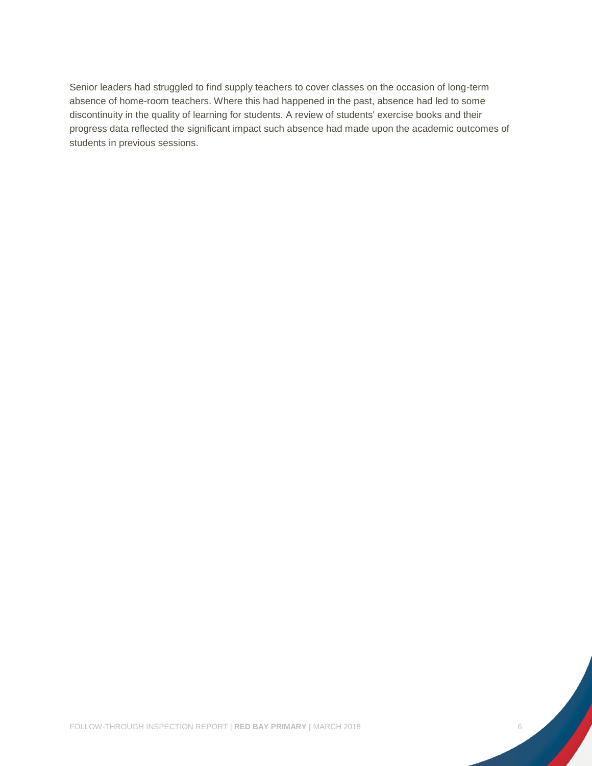Senior leaders had struggled to find supply teachers to cover classes on the occasion of long-term absence of home-room teachers. Where this had happened in the past, absence had led to some discontinuity in the quality of learning for students. A review of students' exercise books and their progress data reflected the significant impact such absence had made upon the academic outcomes of students in previous sessions.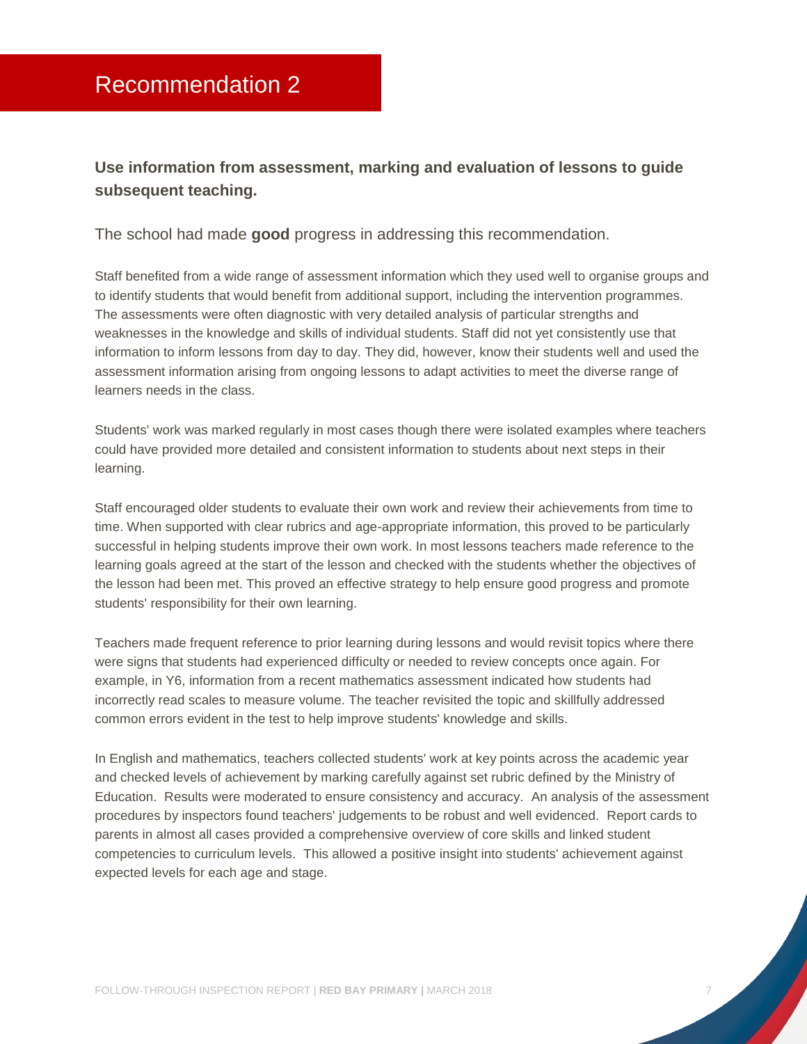# Recommendation 2

**Use information from assessment, marking and evaluation of lessons to guide subsequent teaching.**

The school had made **good** progress in addressing this recommendation.

Staff benefited from a wide range of assessment information which they used well to organise groups and to identify students that would benefit from additional support, including the intervention programmes. The assessments were often diagnostic with very detailed analysis of particular strengths and weaknesses in the knowledge and skills of individual students. Staff did not yet consistently use that information to inform lessons from day to day. They did, however, know their students well and used the assessment information arising from ongoing lessons to adapt activities to meet the diverse range of learners needs in the class.

Students' work was marked regularly in most cases though there were isolated examples where teachers could have provided more detailed and consistent information to students about next steps in their learning.

Staff encouraged older students to evaluate their own work and review their achievements from time to time. When supported with clear rubrics and age-appropriate information, this proved to be particularly successful in helping students improve their own work. In most lessons teachers made reference to the learning goals agreed at the start of the lesson and checked with the students whether the objectives of the lesson had been met. This proved an effective strategy to help ensure good progress and promote students' responsibility for their own learning.

Teachers made frequent reference to prior learning during lessons and would revisit topics where there were signs that students had experienced difficulty or needed to review concepts once again. For example, in Y6, information from a recent mathematics assessment indicated how students had incorrectly read scales to measure volume. The teacher revisited the topic and skillfully addressed common errors evident in the test to help improve students' knowledge and skills.

In English and mathematics, teachers collected students' work at key points across the academic year and checked levels of achievement by marking carefully against set rubric defined by the Ministry of Education. Results were moderated to ensure consistency and accuracy. An analysis of the assessment procedures by inspectors found teachers' judgements to be robust and well evidenced. Report cards to parents in almost all cases provided a comprehensive overview of core skills and linked student competencies to curriculum levels. This allowed a positive insight into students' achievement against expected levels for each age and stage.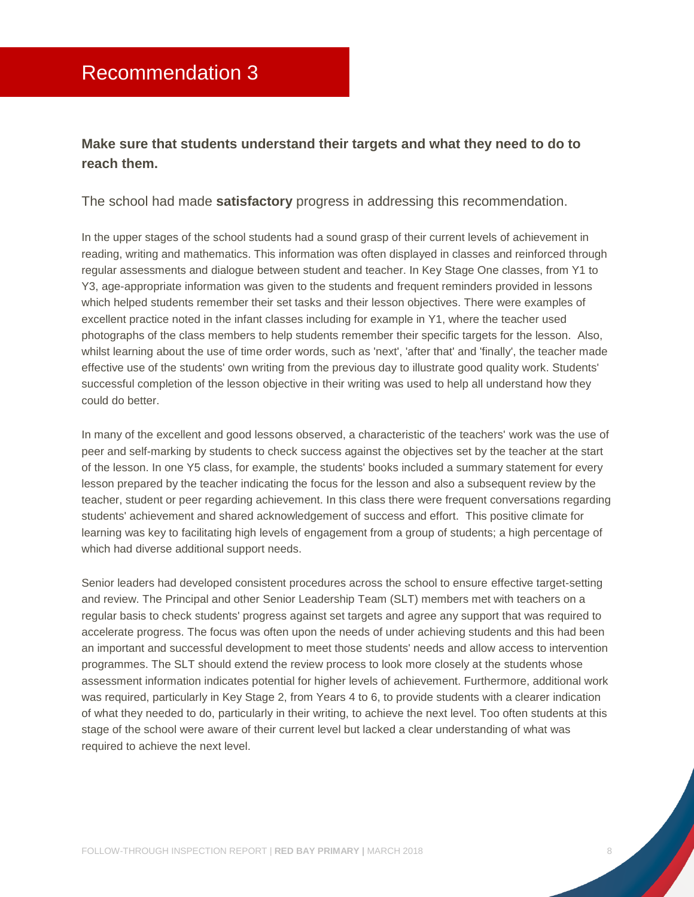# Recommendation 3

**Make sure that students understand their targets and what they need to do to reach them.**

The school had made **satisfactory** progress in addressing this recommendation.

In the upper stages of the school students had a sound grasp of their current levels of achievement in reading, writing and mathematics. This information was often displayed in classes and reinforced through regular assessments and dialogue between student and teacher. In Key Stage One classes, from Y1 to Y3, age-appropriate information was given to the students and frequent reminders provided in lessons which helped students remember their set tasks and their lesson objectives. There were examples of excellent practice noted in the infant classes including for example in Y1, where the teacher used photographs of the class members to help students remember their specific targets for the lesson. Also, whilst learning about the use of time order words, such as 'next', 'after that' and 'finally', the teacher made effective use of the students' own writing from the previous day to illustrate good quality work. Students' successful completion of the lesson objective in their writing was used to help all understand how they could do better.

In many of the excellent and good lessons observed, a characteristic of the teachers' work was the use of peer and self-marking by students to check success against the objectives set by the teacher at the start of the lesson. In one Y5 class, for example, the students' books included a summary statement for every lesson prepared by the teacher indicating the focus for the lesson and also a subsequent review by the teacher, student or peer regarding achievement. In this class there were frequent conversations regarding students' achievement and shared acknowledgement of success and effort. This positive climate for learning was key to facilitating high levels of engagement from a group of students; a high percentage of which had diverse additional support needs.

Senior leaders had developed consistent procedures across the school to ensure effective target-setting and review. The Principal and other Senior Leadership Team (SLT) members met with teachers on a regular basis to check students' progress against set targets and agree any support that was required to accelerate progress. The focus was often upon the needs of under achieving students and this had been an important and successful development to meet those students' needs and allow access to intervention programmes. The SLT should extend the review process to look more closely at the students whose assessment information indicates potential for higher levels of achievement. Furthermore, additional work was required, particularly in Key Stage 2, from Years 4 to 6, to provide students with a clearer indication of what they needed to do, particularly in their writing, to achieve the next level. Too often students at this stage of the school were aware of their current level but lacked a clear understanding of what was required to achieve the next level.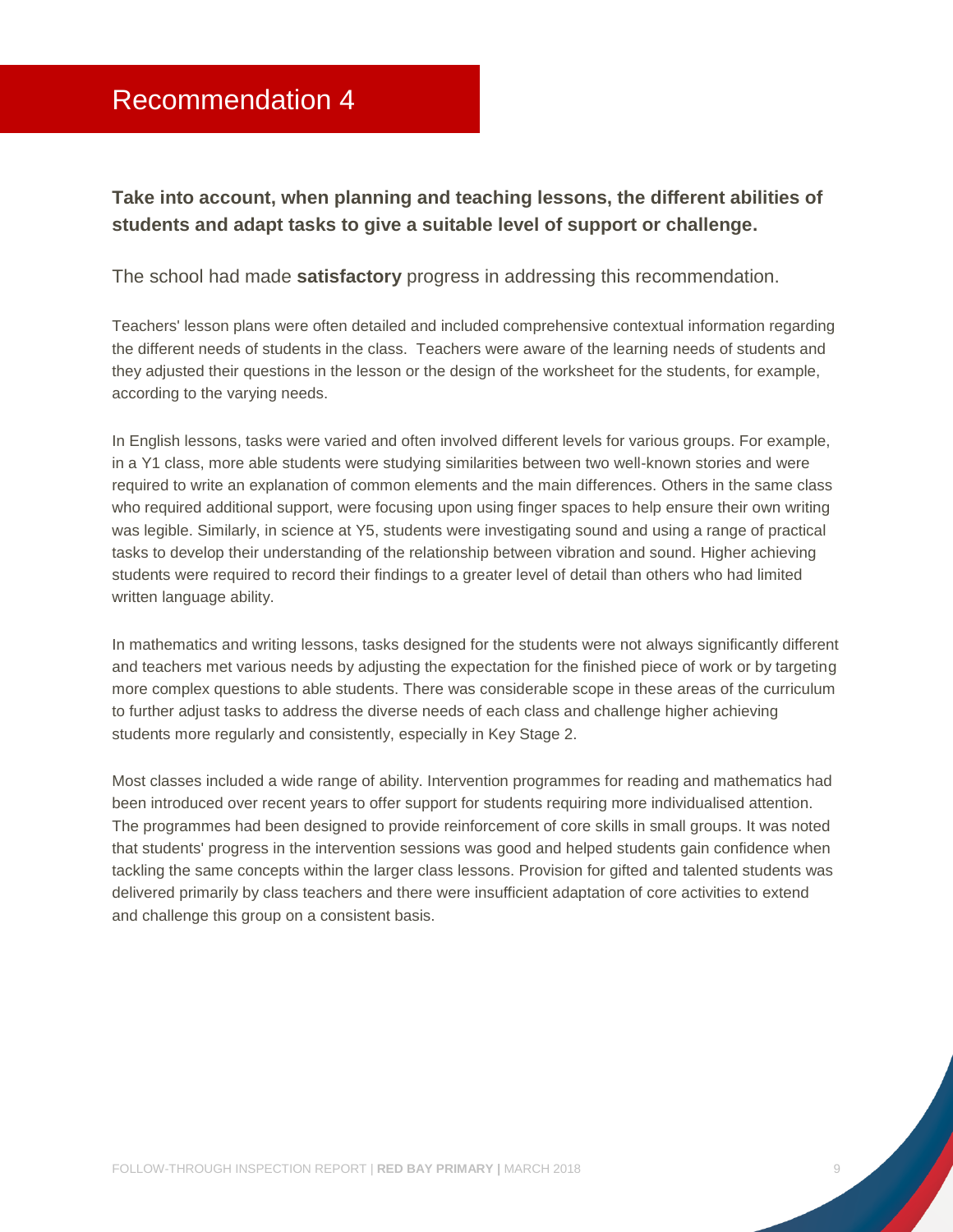# Recommendation 4

**Take into account, when planning and teaching lessons, the different abilities of students and adapt tasks to give a suitable level of support or challenge.**

The school had made **satisfactory** progress in addressing this recommendation.

Teachers' lesson plans were often detailed and included comprehensive contextual information regarding the different needs of students in the class. Teachers were aware of the learning needs of students and they adjusted their questions in the lesson or the design of the worksheet for the students, for example, according to the varying needs.

In English lessons, tasks were varied and often involved different levels for various groups. For example, in a Y1 class, more able students were studying similarities between two well-known stories and were required to write an explanation of common elements and the main differences. Others in the same class who required additional support, were focusing upon using finger spaces to help ensure their own writing was legible. Similarly, in science at Y5, students were investigating sound and using a range of practical tasks to develop their understanding of the relationship between vibration and sound. Higher achieving students were required to record their findings to a greater level of detail than others who had limited written language ability.

In mathematics and writing lessons, tasks designed for the students were not always significantly different and teachers met various needs by adjusting the expectation for the finished piece of work or by targeting more complex questions to able students. There was considerable scope in these areas of the curriculum to further adjust tasks to address the diverse needs of each class and challenge higher achieving students more regularly and consistently, especially in Key Stage 2.

Most classes included a wide range of ability. Intervention programmes for reading and mathematics had been introduced over recent years to offer support for students requiring more individualised attention. The programmes had been designed to provide reinforcement of core skills in small groups. It was noted that students' progress in the intervention sessions was good and helped students gain confidence when tackling the same concepts within the larger class lessons. Provision for gifted and talented students was delivered primarily by class teachers and there were insufficient adaptation of core activities to extend and challenge this group on a consistent basis.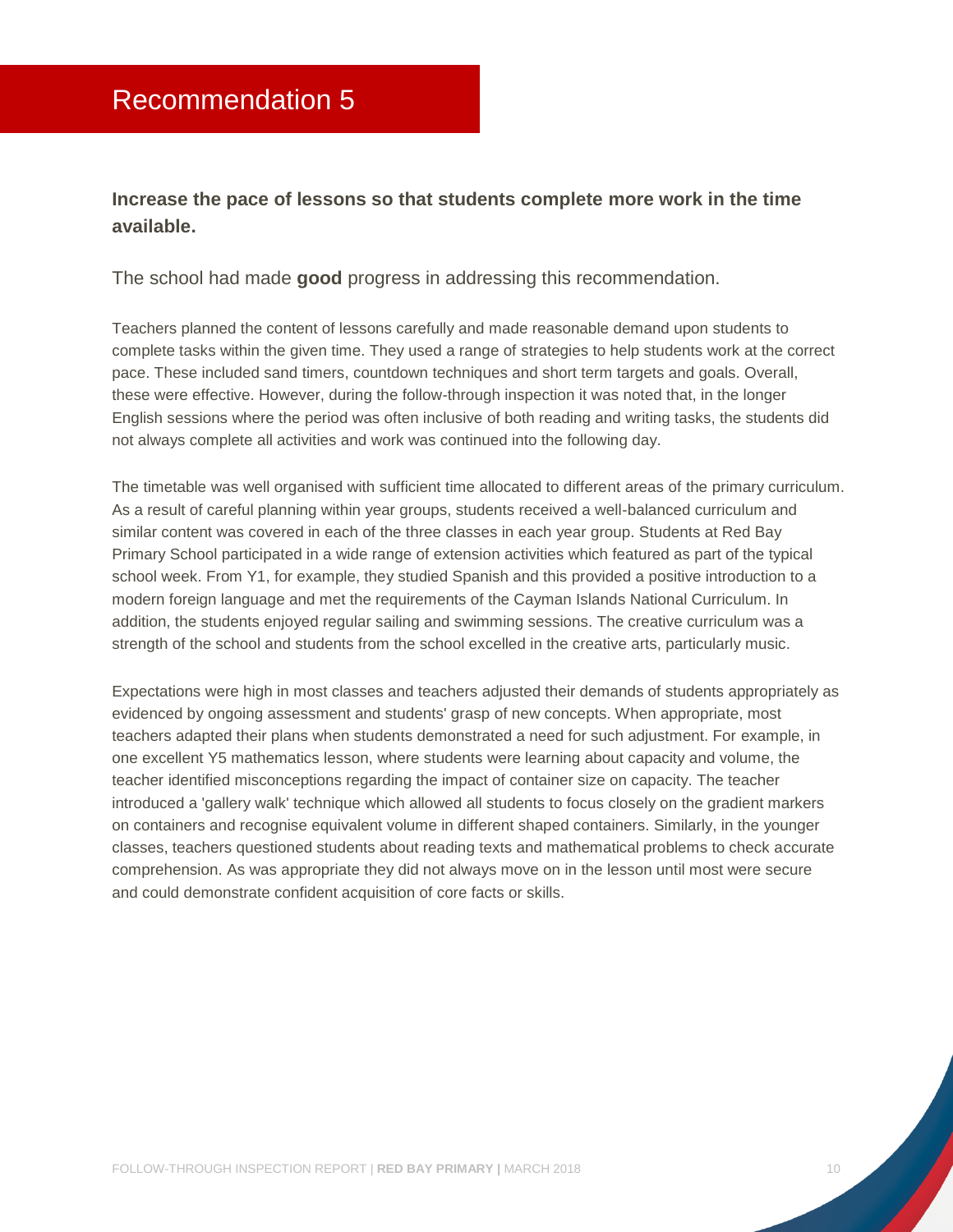# Recommendation 5

**Increase the pace of lessons so that students complete more work in the time available.**

The school had made **good** progress in addressing this recommendation.

Teachers planned the content of lessons carefully and made reasonable demand upon students to complete tasks within the given time. They used a range of strategies to help students work at the correct pace. These included sand timers, countdown techniques and short term targets and goals. Overall, these were effective. However, during the follow-through inspection it was noted that, in the longer English sessions where the period was often inclusive of both reading and writing tasks, the students did not always complete all activities and work was continued into the following day.

The timetable was well organised with sufficient time allocated to different areas of the primary curriculum. As a result of careful planning within year groups, students received a well-balanced curriculum and similar content was covered in each of the three classes in each year group. Students at Red Bay Primary School participated in a wide range of extension activities which featured as part of the typical school week. From Y1, for example, they studied Spanish and this provided a positive introduction to a modern foreign language and met the requirements of the Cayman Islands National Curriculum. In addition, the students enjoyed regular sailing and swimming sessions. The creative curriculum was a strength of the school and students from the school excelled in the creative arts, particularly music.

Expectations were high in most classes and teachers adjusted their demands of students appropriately as evidenced by ongoing assessment and students' grasp of new concepts. When appropriate, most teachers adapted their plans when students demonstrated a need for such adjustment. For example, in one excellent Y5 mathematics lesson, where students were learning about capacity and volume, the teacher identified misconceptions regarding the impact of container size on capacity. The teacher introduced a 'gallery walk' technique which allowed all students to focus closely on the gradient markers on containers and recognise equivalent volume in different shaped containers. Similarly, in the younger classes, teachers questioned students about reading texts and mathematical problems to check accurate comprehension. As was appropriate they did not always move on in the lesson until most were secure and could demonstrate confident acquisition of core facts or skills.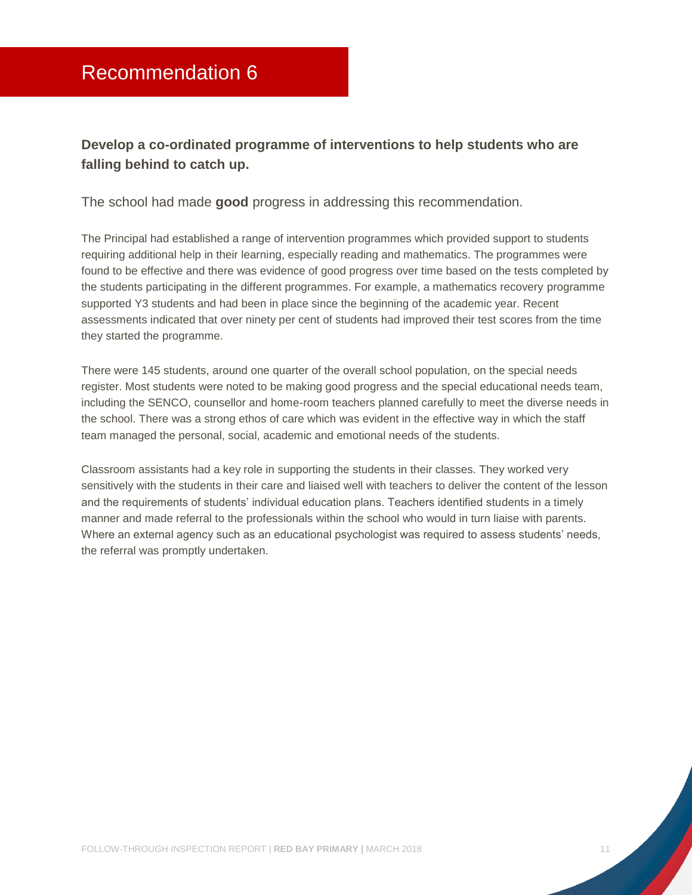# Recommendation 6

**Develop a co-ordinated programme of interventions to help students who are falling behind to catch up.**

The school had made **good** progress in addressing this recommendation.

The Principal had established a range of intervention programmes which provided support to students requiring additional help in their learning, especially reading and mathematics. The programmes were found to be effective and there was evidence of good progress over time based on the tests completed by the students participating in the different programmes. For example, a mathematics recovery programme supported Y3 students and had been in place since the beginning of the academic year. Recent assessments indicated that over ninety per cent of students had improved their test scores from the time they started the programme.

There were 145 students, around one quarter of the overall school population, on the special needs register. Most students were noted to be making good progress and the special educational needs team, including the SENCO, counsellor and home-room teachers planned carefully to meet the diverse needs in the school. There was a strong ethos of care which was evident in the effective way in which the staff team managed the personal, social, academic and emotional needs of the students.

Classroom assistants had a key role in supporting the students in their classes. They worked very sensitively with the students in their care and liaised well with teachers to deliver the content of the lesson and the requirements of students' individual education plans. Teachers identified students in a timely manner and made referral to the professionals within the school who would in turn liaise with parents. Where an external agency such as an educational psychologist was required to assess students' needs, the referral was promptly undertaken.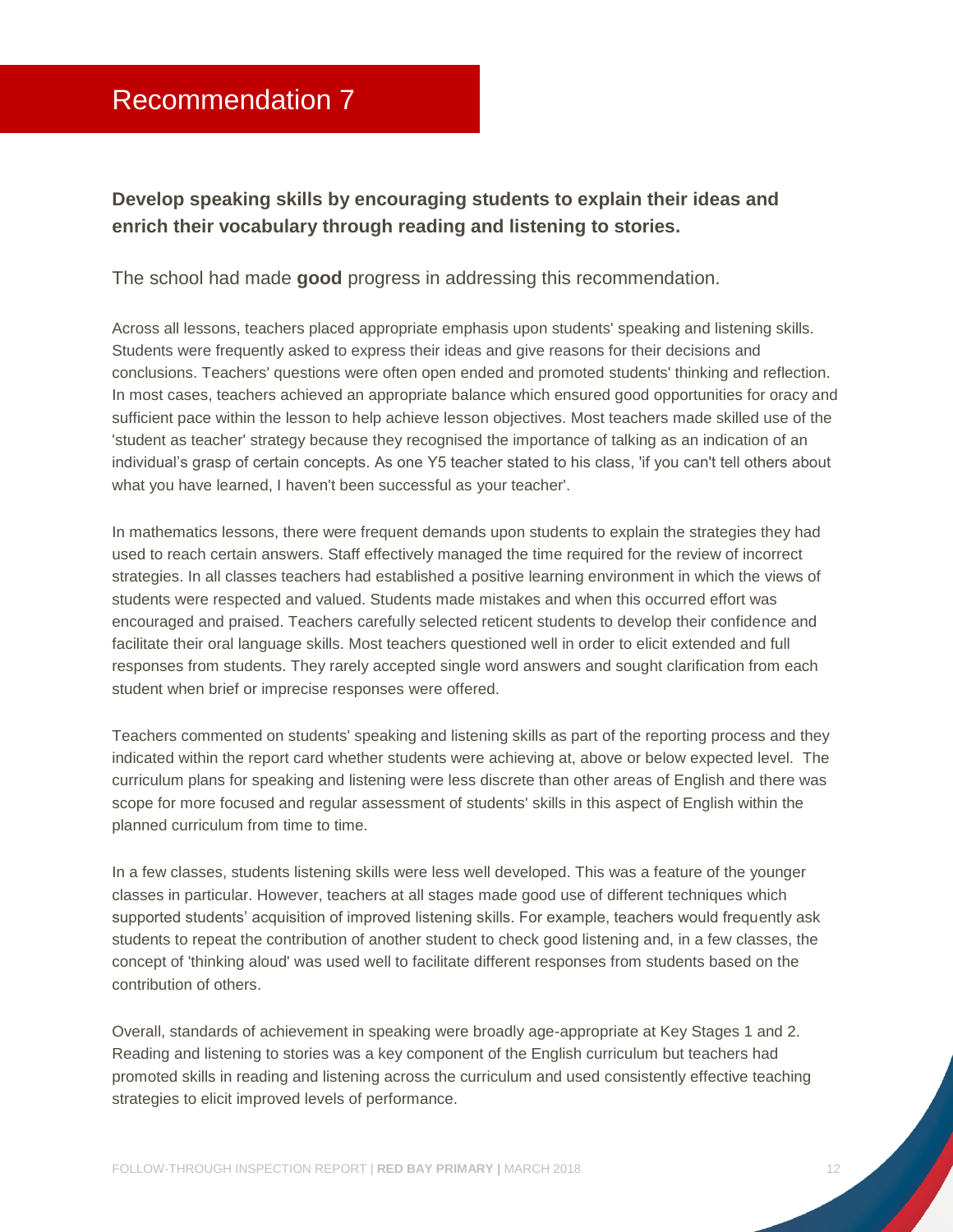# Recommendation 7

**Develop speaking skills by encouraging students to explain their ideas and enrich their vocabulary through reading and listening to stories.**

The school had made **good** progress in addressing this recommendation.

Across all lessons, teachers placed appropriate emphasis upon students' speaking and listening skills. Students were frequently asked to express their ideas and give reasons for their decisions and conclusions. Teachers' questions were often open ended and promoted students' thinking and reflection. In most cases, teachers achieved an appropriate balance which ensured good opportunities for oracy and sufficient pace within the lesson to help achieve lesson objectives. Most teachers made skilled use of the 'student as teacher' strategy because they recognised the importance of talking as an indication of an individual's grasp of certain concepts. As one Y5 teacher stated to his class, 'if you can't tell others about what you have learned, I haven't been successful as your teacher'.

In mathematics lessons, there were frequent demands upon students to explain the strategies they had used to reach certain answers. Staff effectively managed the time required for the review of incorrect strategies. In all classes teachers had established a positive learning environment in which the views of students were respected and valued. Students made mistakes and when this occurred effort was encouraged and praised. Teachers carefully selected reticent students to develop their confidence and facilitate their oral language skills. Most teachers questioned well in order to elicit extended and full responses from students. They rarely accepted single word answers and sought clarification from each student when brief or imprecise responses were offered.

Teachers commented on students' speaking and listening skills as part of the reporting process and they indicated within the report card whether students were achieving at, above or below expected level. The curriculum plans for speaking and listening were less discrete than other areas of English and there was scope for more focused and regular assessment of students' skills in this aspect of English within the planned curriculum from time to time.

In a few classes, students listening skills were less well developed. This was a feature of the younger classes in particular. However, teachers at all stages made good use of different techniques which supported students' acquisition of improved listening skills. For example, teachers would frequently ask students to repeat the contribution of another student to check good listening and, in a few classes, the concept of 'thinking aloud' was used well to facilitate different responses from students based on the contribution of others.

Overall, standards of achievement in speaking were broadly age-appropriate at Key Stages 1 and 2. Reading and listening to stories was a key component of the English curriculum but teachers had promoted skills in reading and listening across the curriculum and used consistently effective teaching strategies to elicit improved levels of performance.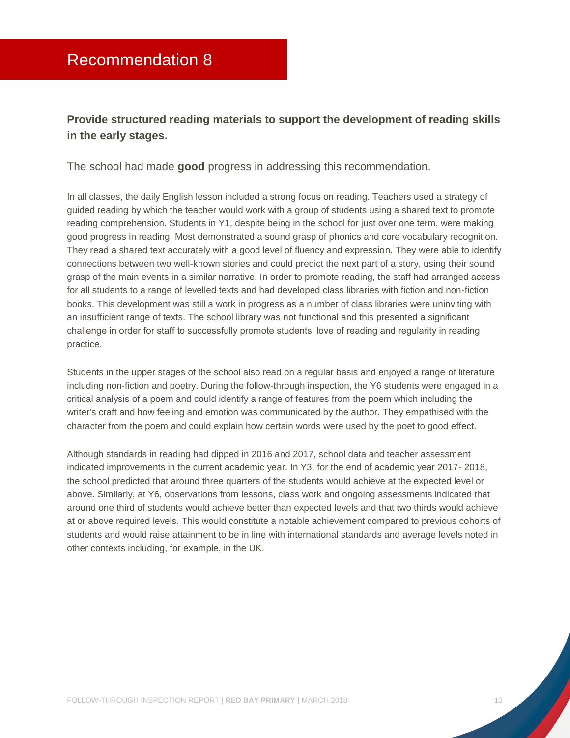# Recommendation 8

**Provide structured reading materials to support the development of reading skills in the early stages.**

The school had made **good** progress in addressing this recommendation.

In all classes, the daily English lesson included a strong focus on reading. Teachers used a strategy of guided reading by which the teacher would work with a group of students using a shared text to promote reading comprehension. Students in Y1, despite being in the school for just over one term, were making good progress in reading. Most demonstrated a sound grasp of phonics and core vocabulary recognition. They read a shared text accurately with a good level of fluency and expression. They were able to identify connections between two well-known stories and could predict the next part of a story, using their sound grasp of the main events in a similar narrative. In order to promote reading, the staff had arranged access for all students to a range of levelled texts and had developed class libraries with fiction and non-fiction books. This development was still a work in progress as a number of class libraries were uninviting with an insufficient range of texts. The school library was not functional and this presented a significant challenge in order for staff to successfully promote students' love of reading and regularity in reading practice.

Students in the upper stages of the school also read on a regular basis and enjoyed a range of literature including non-fiction and poetry. During the follow-through inspection, the Y6 students were engaged in a critical analysis of a poem and could identify a range of features from the poem which including the writer's craft and how feeling and emotion was communicated by the author. They empathised with the character from the poem and could explain how certain words were used by the poet to good effect.

Although standards in reading had dipped in 2016 and 2017, school data and teacher assessment indicated improvements in the current academic year. In Y3, for the end of academic year 2017- 2018, the school predicted that around three quarters of the students would achieve at the expected level or above. Similarly, at Y6, observations from lessons, class work and ongoing assessments indicated that around one third of students would achieve better than expected levels and that two thirds would achieve at or above required levels. This would constitute a notable achievement compared to previous cohorts of students and would raise attainment to be in line with international standards and average levels noted in other contexts including, for example, in the UK.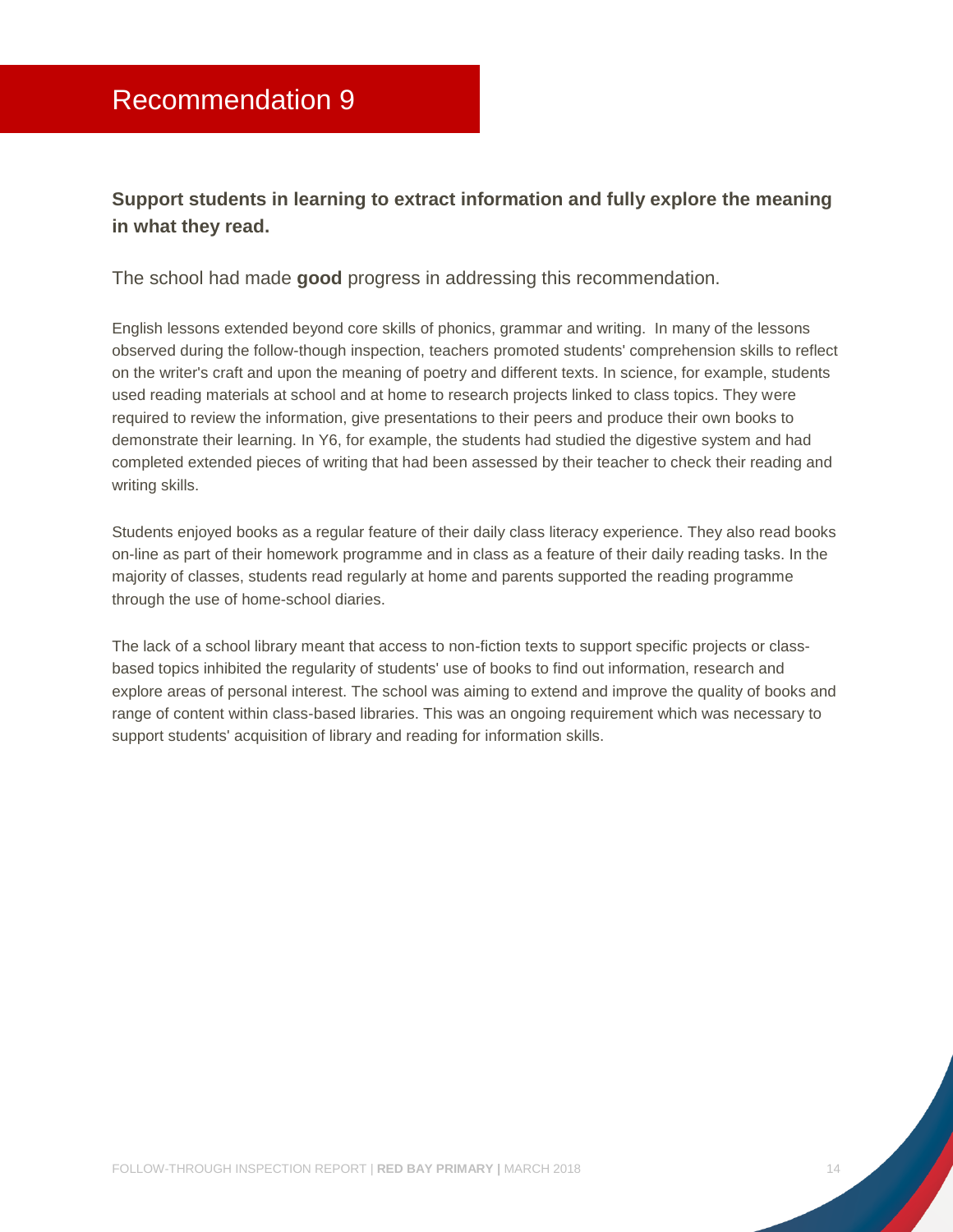# Recommendation 9

**Support students in learning to extract information and fully explore the meaning in what they read.**

The school had made **good** progress in addressing this recommendation.

English lessons extended beyond core skills of phonics, grammar and writing. In many of the lessons observed during the follow-though inspection, teachers promoted students' comprehension skills to reflect on the writer's craft and upon the meaning of poetry and different texts. In science, for example, students used reading materials at school and at home to research projects linked to class topics. They were required to review the information, give presentations to their peers and produce their own books to demonstrate their learning. In Y6, for example, the students had studied the digestive system and had completed extended pieces of writing that had been assessed by their teacher to check their reading and writing skills.

Students enjoyed books as a regular feature of their daily class literacy experience. They also read books on-line as part of their homework programme and in class as a feature of their daily reading tasks. In the majority of classes, students read regularly at home and parents supported the reading programme through the use of home-school diaries.

The lack of a school library meant that access to non-fiction texts to support specific projects or class-based topics inhibited the regularity of students' use of books to find out information, research and explore areas of personal interest. The school was aiming to extend and improve the quality of books and range of content within class-based libraries. This was an ongoing requirement which was necessary to support students' acquisition of library and reading for information skills.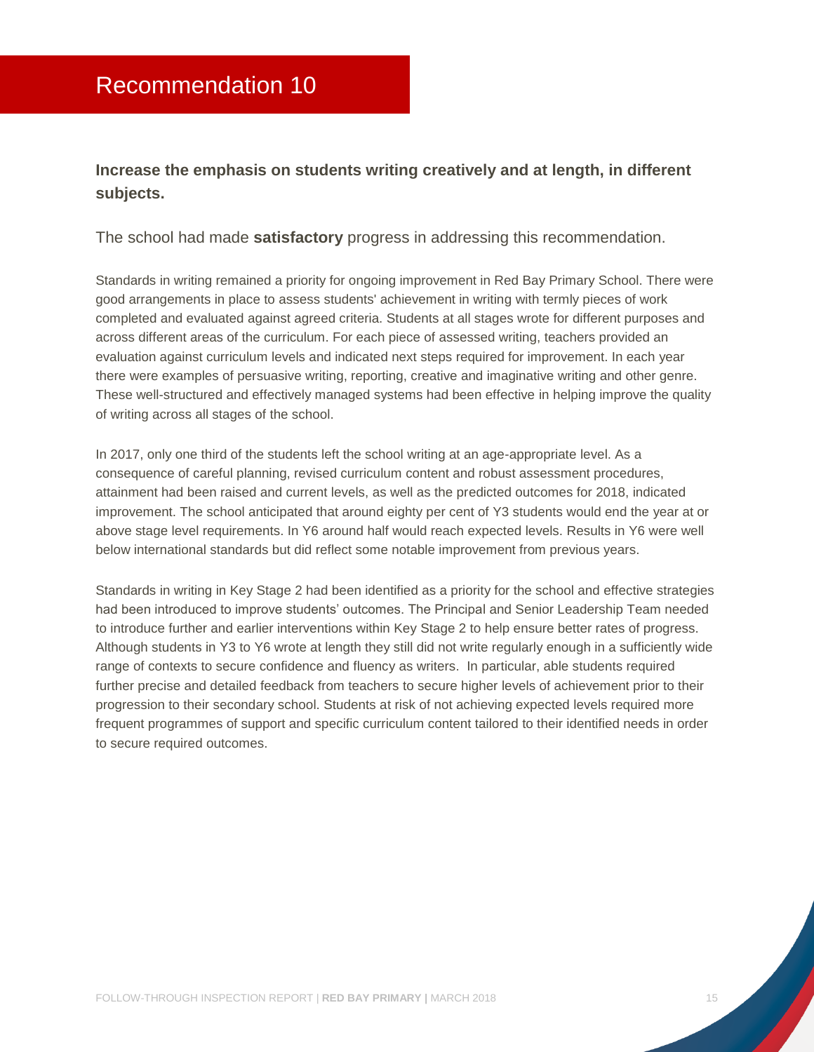# Recommendation 10

**Increase the emphasis on students writing creatively and at length, in different subjects.**

The school had made **satisfactory** progress in addressing this recommendation.

Standards in writing remained a priority for ongoing improvement in Red Bay Primary School. There were good arrangements in place to assess students' achievement in writing with termly pieces of work completed and evaluated against agreed criteria. Students at all stages wrote for different purposes and across different areas of the curriculum. For each piece of assessed writing, teachers provided an evaluation against curriculum levels and indicated next steps required for improvement. In each year there were examples of persuasive writing, reporting, creative and imaginative writing and other genre. These well-structured and effectively managed systems had been effective in helping improve the quality of writing across all stages of the school.

In 2017, only one third of the students left the school writing at an age-appropriate level. As a consequence of careful planning, revised curriculum content and robust assessment procedures, attainment had been raised and current levels, as well as the predicted outcomes for 2018, indicated improvement. The school anticipated that around eighty per cent of Y3 students would end the year at or above stage level requirements. In Y6 around half would reach expected levels. Results in Y6 were well below international standards but did reflect some notable improvement from previous years.

Standards in writing in Key Stage 2 had been identified as a priority for the school and effective strategies had been introduced to improve students' outcomes. The Principal and Senior Leadership Team needed to introduce further and earlier interventions within Key Stage 2 to help ensure better rates of progress. Although students in Y3 to Y6 wrote at length they still did not write regularly enough in a sufficiently wide range of contexts to secure confidence and fluency as writers. In particular, able students required further precise and detailed feedback from teachers to secure higher levels of achievement prior to their progression to their secondary school. Students at risk of not achieving expected levels required more frequent programmes of support and specific curriculum content tailored to their identified needs in order to secure required outcomes.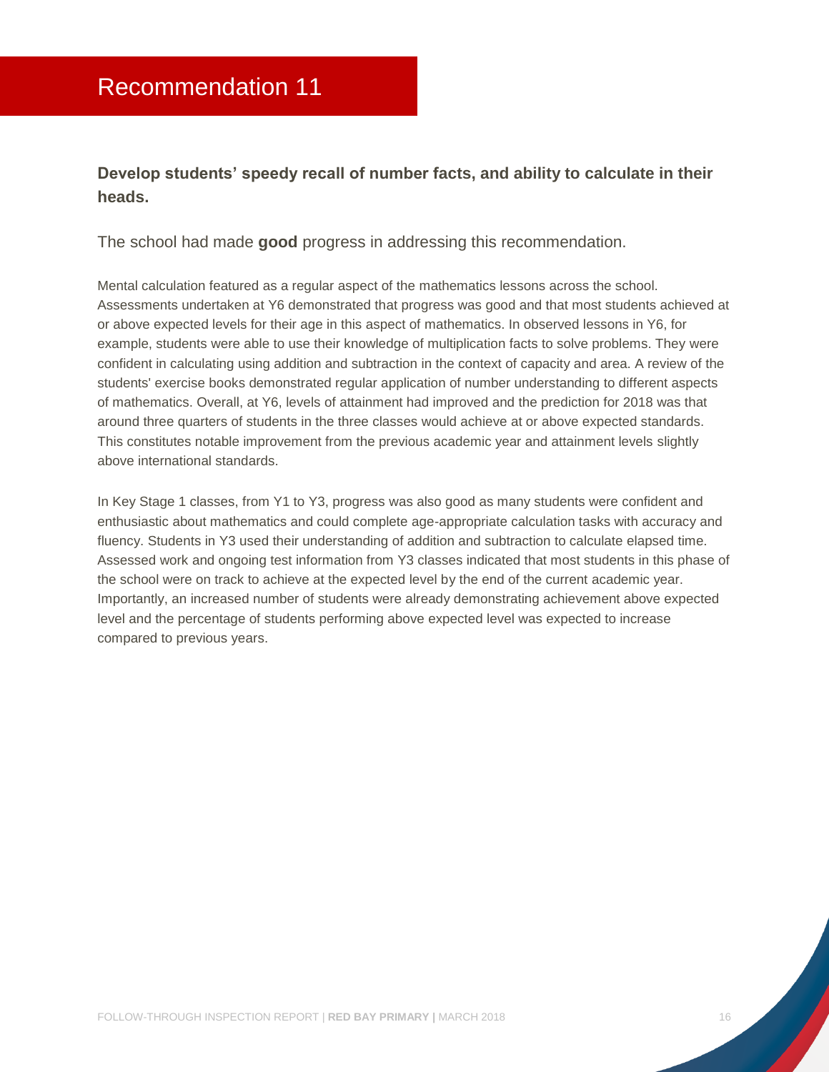# Recommendation 11

**Develop students' speedy recall of number facts, and ability to calculate in their heads.**

The school had made **good** progress in addressing this recommendation.

Mental calculation featured as a regular aspect of the mathematics lessons across the school. Assessments undertaken at Y6 demonstrated that progress was good and that most students achieved at or above expected levels for their age in this aspect of mathematics. In observed lessons in Y6, for example, students were able to use their knowledge of multiplication facts to solve problems. They were confident in calculating using addition and subtraction in the context of capacity and area. A review of the students' exercise books demonstrated regular application of number understanding to different aspects of mathematics. Overall, at Y6, levels of attainment had improved and the prediction for 2018 was that around three quarters of students in the three classes would achieve at or above expected standards. This constitutes notable improvement from the previous academic year and attainment levels slightly above international standards.

In Key Stage 1 classes, from Y1 to Y3, progress was also good as many students were confident and enthusiastic about mathematics and could complete age-appropriate calculation tasks with accuracy and fluency. Students in Y3 used their understanding of addition and subtraction to calculate elapsed time. Assessed work and ongoing test information from Y3 classes indicated that most students in this phase of the school were on track to achieve at the expected level by the end of the current academic year. Importantly, an increased number of students were already demonstrating achievement above expected level and the percentage of students performing above expected level was expected to increase compared to previous years.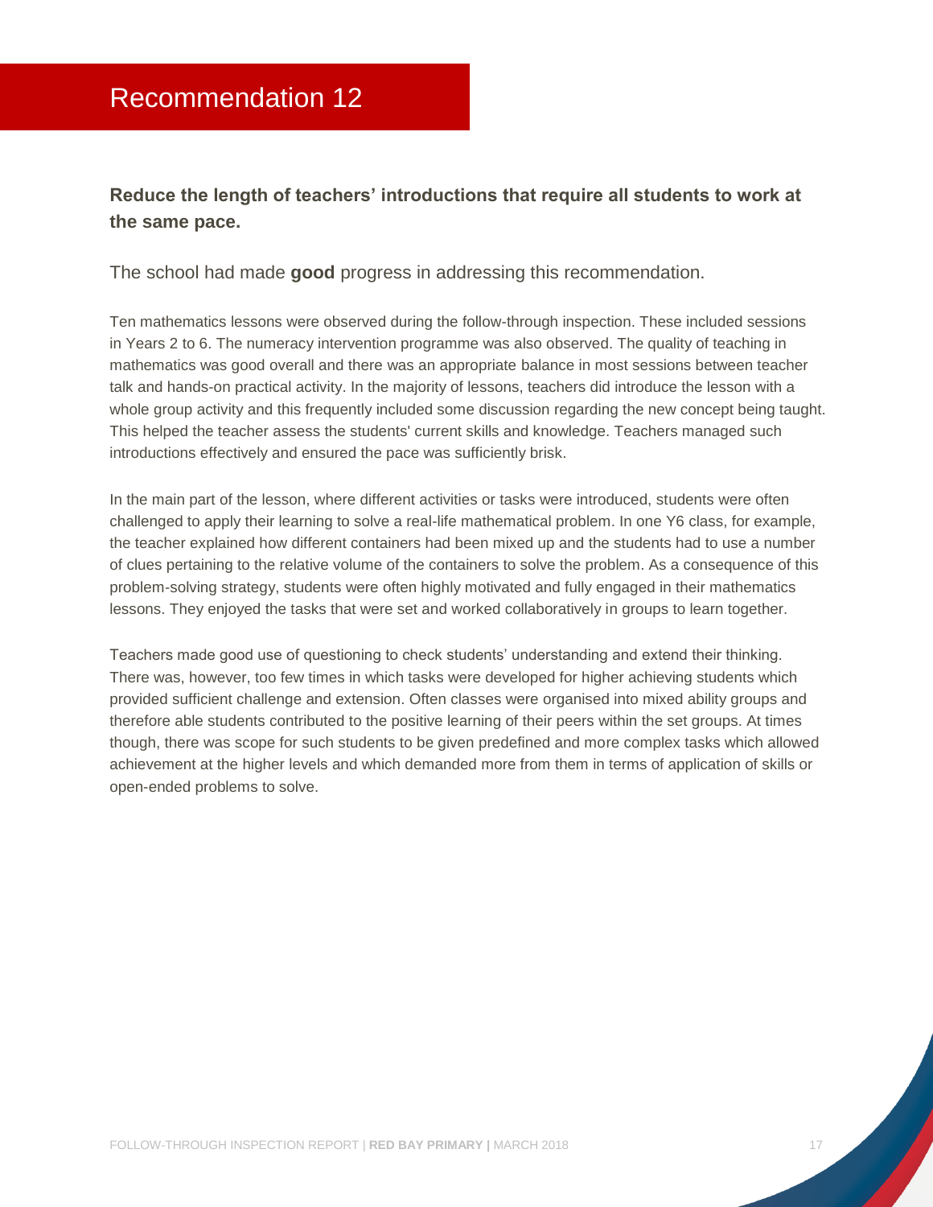# Recommendation 12

**Reduce the length of teachers' introductions that require all students to work at the same pace.**

The school had made **good** progress in addressing this recommendation.

Ten mathematics lessons were observed during the follow-through inspection. These included sessions in Years 2 to 6. The numeracy intervention programme was also observed. The quality of teaching in mathematics was good overall and there was an appropriate balance in most sessions between teacher talk and hands-on practical activity. In the majority of lessons, teachers did introduce the lesson with a whole group activity and this frequently included some discussion regarding the new concept being taught. This helped the teacher assess the students' current skills and knowledge. Teachers managed such introductions effectively and ensured the pace was sufficiently brisk.

In the main part of the lesson, where different activities or tasks were introduced, students were often challenged to apply their learning to solve a real-life mathematical problem. In one Y6 class, for example, the teacher explained how different containers had been mixed up and the students had to use a number of clues pertaining to the relative volume of the containers to solve the problem. As a consequence of this problem-solving strategy, students were often highly motivated and fully engaged in their mathematics lessons. They enjoyed the tasks that were set and worked collaboratively in groups to learn together.

Teachers made good use of questioning to check students' understanding and extend their thinking. There was, however, too few times in which tasks were developed for higher achieving students which provided sufficient challenge and extension. Often classes were organised into mixed ability groups and therefore able students contributed to the positive learning of their peers within the set groups. At times though, there was scope for such students to be given predefined and more complex tasks which allowed achievement at the higher levels and which demanded more from them in terms of application of skills or open-ended problems to solve.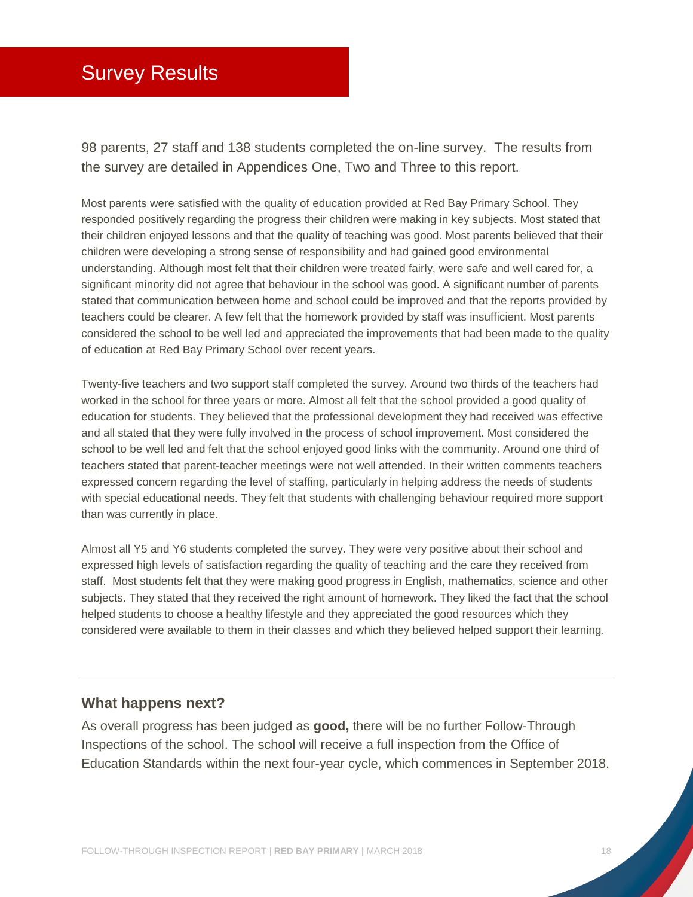# Survey Results

98 parents, 27 staff and 138 students completed the on-line survey. The results from the survey are detailed in Appendices One, Two and Three to this report.

Most parents were satisfied with the quality of education provided at Red Bay Primary School. They responded positively regarding the progress their children were making in key subjects. Most stated that their children enjoyed lessons and that the quality of teaching was good. Most parents believed that their children were developing a strong sense of responsibility and had gained good environmental understanding. Although most felt that their children were treated fairly, were safe and well cared for, a significant minority did not agree that behaviour in the school was good. A significant number of parents stated that communication between home and school could be improved and that the reports provided by teachers could be clearer. A few felt that the homework provided by staff was insufficient. Most parents considered the school to be well led and appreciated the improvements that had been made to the quality of education at Red Bay Primary School over recent years.

Twenty-five teachers and two support staff completed the survey. Around two thirds of the teachers had worked in the school for three years or more. Almost all felt that the school provided a good quality of education for students. They believed that the professional development they had received was effective and all stated that they were fully involved in the process of school improvement. Most considered the school to be well led and felt that the school enjoyed good links with the community. Around one third of teachers stated that parent-teacher meetings were not well attended. In their written comments teachers expressed concern regarding the level of staffing, particularly in helping address the needs of students with special educational needs. They felt that students with challenging behaviour required more support than was currently in place.

Almost all Y5 and Y6 students completed the survey. They were very positive about their school and expressed high levels of satisfaction regarding the quality of teaching and the care they received from staff. Most students felt that they were making good progress in English, mathematics, science and other subjects. They stated that they received the right amount of homework. They liked the fact that the school helped students to choose a healthy lifestyle and they appreciated the good resources which they considered were available to them in their classes and which they believed helped support their learning.

---

### What happens next?

As overall progress has been judged as **good,** there will be no further Follow-Through Inspections of the school. The school will receive a full inspection from the Office of Education Standards within the next four-year cycle, which commences in September 2018.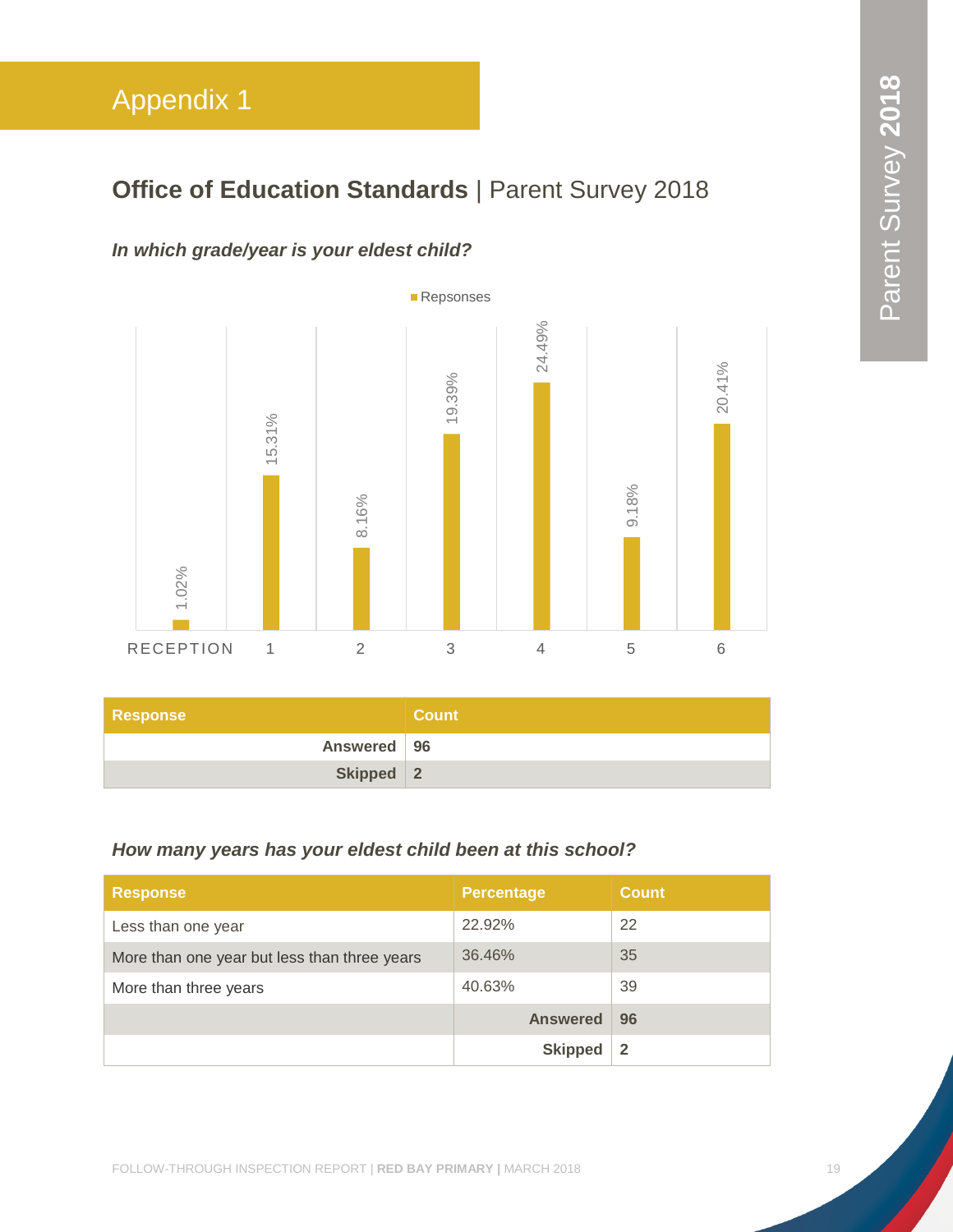# Appendix 1

## **Office of Education Standards** | Parent Survey 2018

### *In which grade/year is your eldest child?*

| Grade/Year | Repsonses |
|---|---|
| RECEPTION | 1.02% |
| 1 | 15.31% |
| 2 | 8.16% |
| 3 | 19.39% |
| 4 | 24.49% |
| 5 | 9.18% |
| 6 | 20.41% |

| Response | Count |
|---|---|
| **Answered** | **96** |
| **Skipped** | **2** |

### *How many years has your eldest child been at this school?*

| Response | Percentage | Count |
|---|---|---|
| Less than one year | 22.92% | 22 |
| More than one year but less than three years | 36.46% | 35 |
| More than three years | 40.63% | 39 |
| | **Answered** | **96** |
| | **Skipped** | **2** |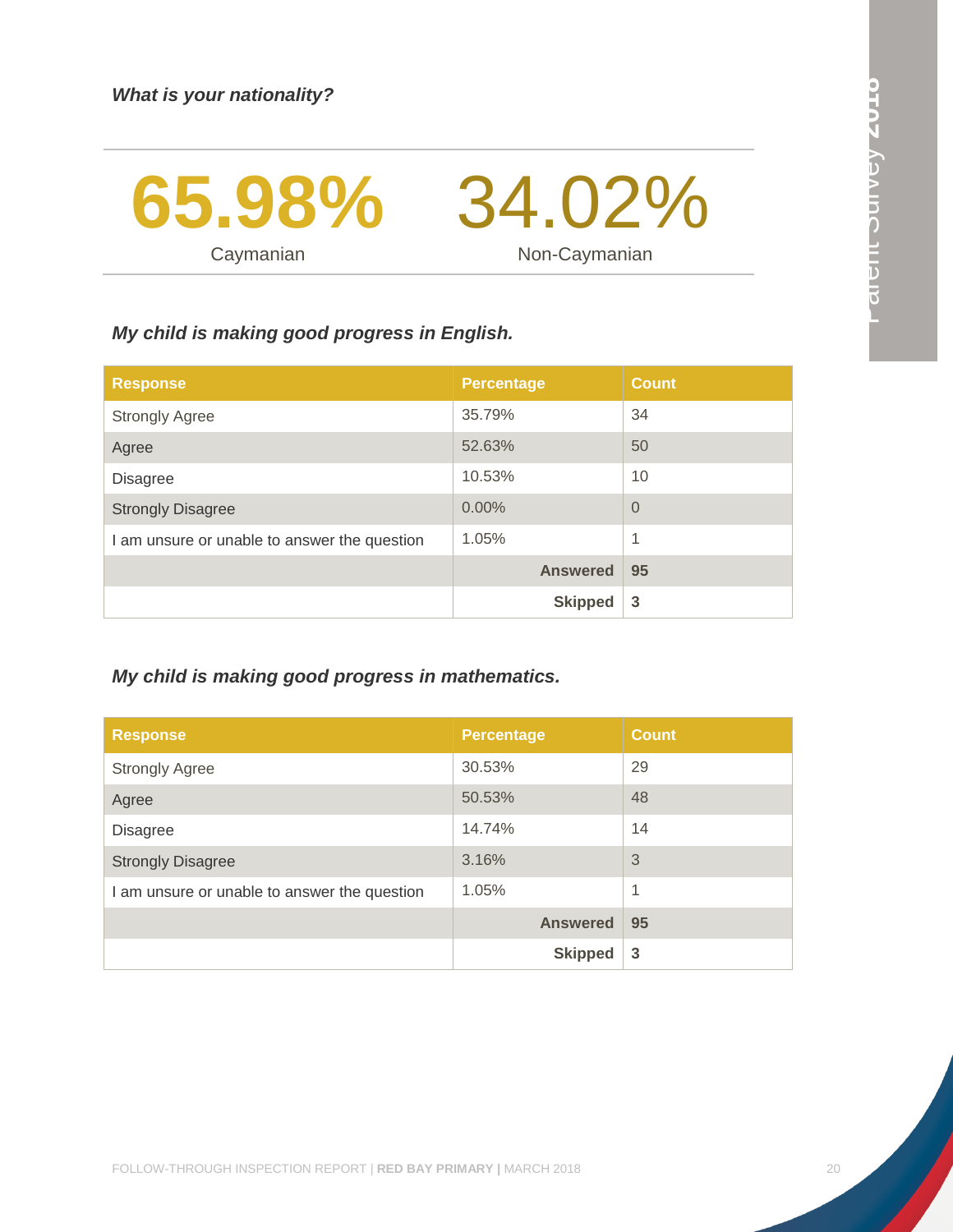***What is your nationality?***

| 65.98% | 34.02% |
| --- | --- |
| Caymanian | Non-Caymanian |

***My child is making good progress in English.***

| Response | Percentage | Count |
| --- | --- | --- |
| Strongly Agree | 35.79% | 34 |
| Agree | 52.63% | 50 |
| Disagree | 10.53% | 10 |
| Strongly Disagree | 0.00% | 0 |
| I am unsure or unable to answer the question | 1.05% | 1 |
| | **Answered** | **95** |
| | **Skipped** | **3** |

***My child is making good progress in mathematics.***

| Response | Percentage | Count |
| --- | --- | --- |
| Strongly Agree | 30.53% | 29 |
| Agree | 50.53% | 48 |
| Disagree | 14.74% | 14 |
| Strongly Disagree | 3.16% | 3 |
| I am unsure or unable to answer the question | 1.05% | 1 |
| | **Answered** | **95** |
| | **Skipped** | **3** |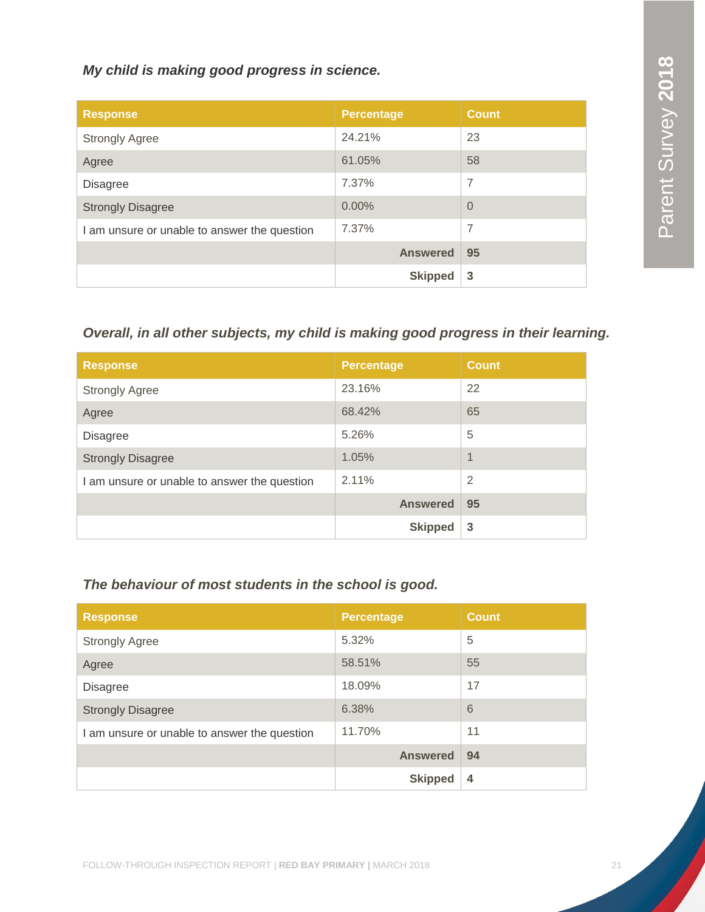*My child is making good progress in science.*

| Response | Percentage | Count |
|---|---|---|
| Strongly Agree | 24.21% | 23 |
| Agree | 61.05% | 58 |
| Disagree | 7.37% | 7 |
| Strongly Disagree | 0.00% | 0 |
| I am unsure or unable to answer the question | 7.37% | 7 |
| | **Answered** | **95** |
| | **Skipped** | **3** |

*Overall, in all other subjects, my child is making good progress in their learning.*

| Response | Percentage | Count |
|---|---|---|
| Strongly Agree | 23.16% | 22 |
| Agree | 68.42% | 65 |
| Disagree | 5.26% | 5 |
| Strongly Disagree | 1.05% | 1 |
| I am unsure or unable to answer the question | 2.11% | 2 |
| | **Answered** | **95** |
| | **Skipped** | **3** |

*The behaviour of most students in the school is good.*

| Response | Percentage | Count |
|---|---|---|
| Strongly Agree | 5.32% | 5 |
| Agree | 58.51% | 55 |
| Disagree | 18.09% | 17 |
| Strongly Disagree | 6.38% | 6 |
| I am unsure or unable to answer the question | 11.70% | 11 |
| | **Answered** | **94** |
| | **Skipped** | **4** |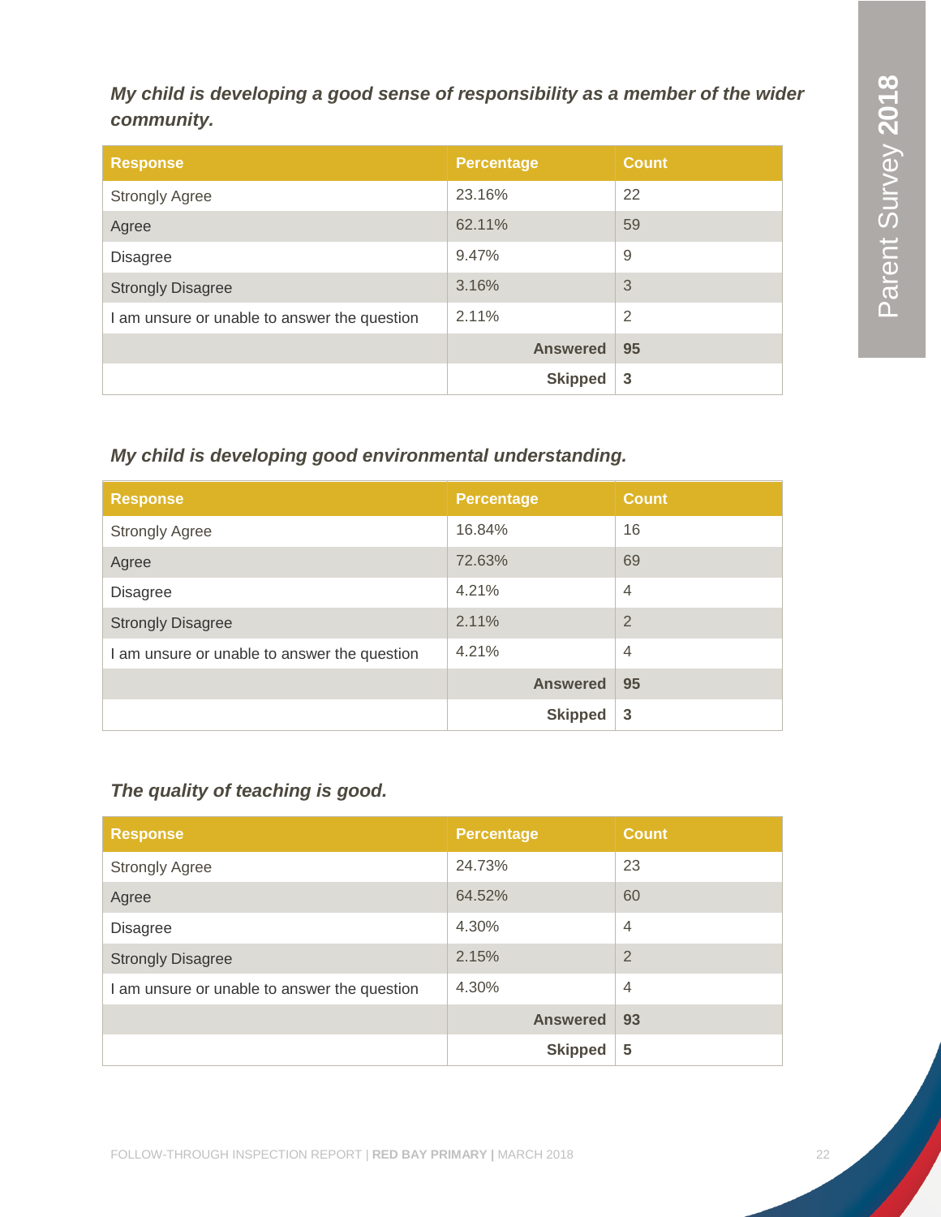*My child is developing a good sense of responsibility as a member of the wider community.*

| Response | Percentage | Count |
|---|---|---|
| Strongly Agree | 23.16% | 22 |
| Agree | 62.11% | 59 |
| Disagree | 9.47% | 9 |
| Strongly Disagree | 3.16% | 3 |
| I am unsure or unable to answer the question | 2.11% | 2 |
| | **Answered** | **95** |
| | **Skipped** | **3** |

*My child is developing good environmental understanding.*

| Response | Percentage | Count |
|---|---|---|
| Strongly Agree | 16.84% | 16 |
| Agree | 72.63% | 69 |
| Disagree | 4.21% | 4 |
| Strongly Disagree | 2.11% | 2 |
| I am unsure or unable to answer the question | 4.21% | 4 |
| | **Answered** | **95** |
| | **Skipped** | **3** |

*The quality of teaching is good.*

| Response | Percentage | Count |
|---|---|---|
| Strongly Agree | 24.73% | 23 |
| Agree | 64.52% | 60 |
| Disagree | 4.30% | 4 |
| Strongly Disagree | 2.15% | 2 |
| I am unsure or unable to answer the question | 4.30% | 4 |
| | **Answered** | **93** |
| | **Skipped** | **5** |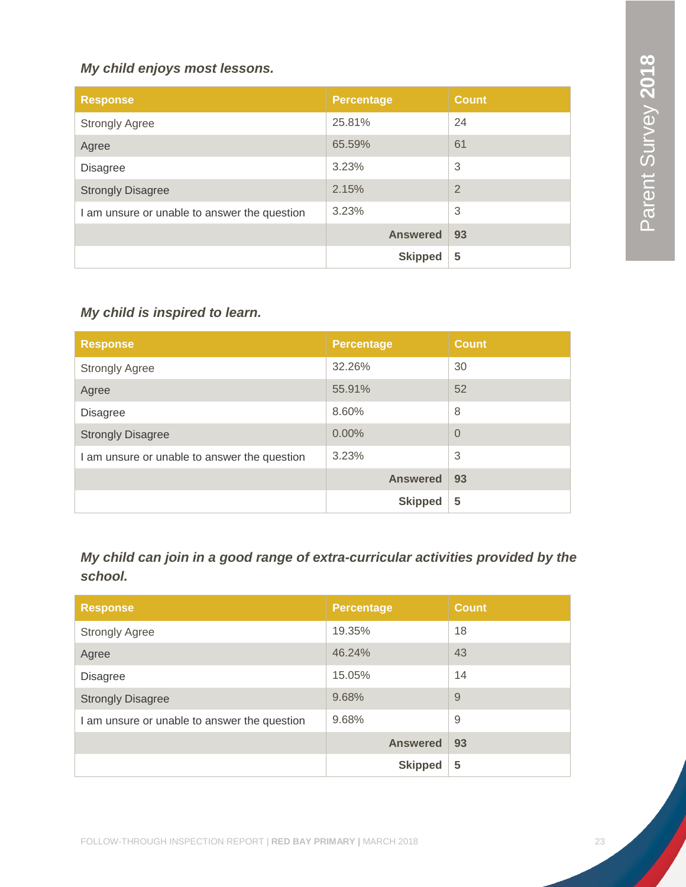### *My child enjoys most lessons.*

| Response | Percentage | Count |
|---|---|---|
| Strongly Agree | 25.81% | 24 |
| Agree | 65.59% | 61 |
| Disagree | 3.23% | 3 |
| Strongly Disagree | 2.15% | 2 |
| I am unsure or unable to answer the question | 3.23% | 3 |
| | **Answered** | **93** |
| | **Skipped** | **5** |

### *My child is inspired to learn.*

| Response | Percentage | Count |
|---|---|---|
| Strongly Agree | 32.26% | 30 |
| Agree | 55.91% | 52 |
| Disagree | 8.60% | 8 |
| Strongly Disagree | 0.00% | 0 |
| I am unsure or unable to answer the question | 3.23% | 3 |
| | **Answered** | **93** |
| | **Skipped** | **5** |

### *My child can join in a good range of extra-curricular activities provided by the school.*

| Response | Percentage | Count |
|---|---|---|
| Strongly Agree | 19.35% | 18 |
| Agree | 46.24% | 43 |
| Disagree | 15.05% | 14 |
| Strongly Disagree | 9.68% | 9 |
| I am unsure or unable to answer the question | 9.68% | 9 |
| | **Answered** | **93** |
| | **Skipped** | **5** |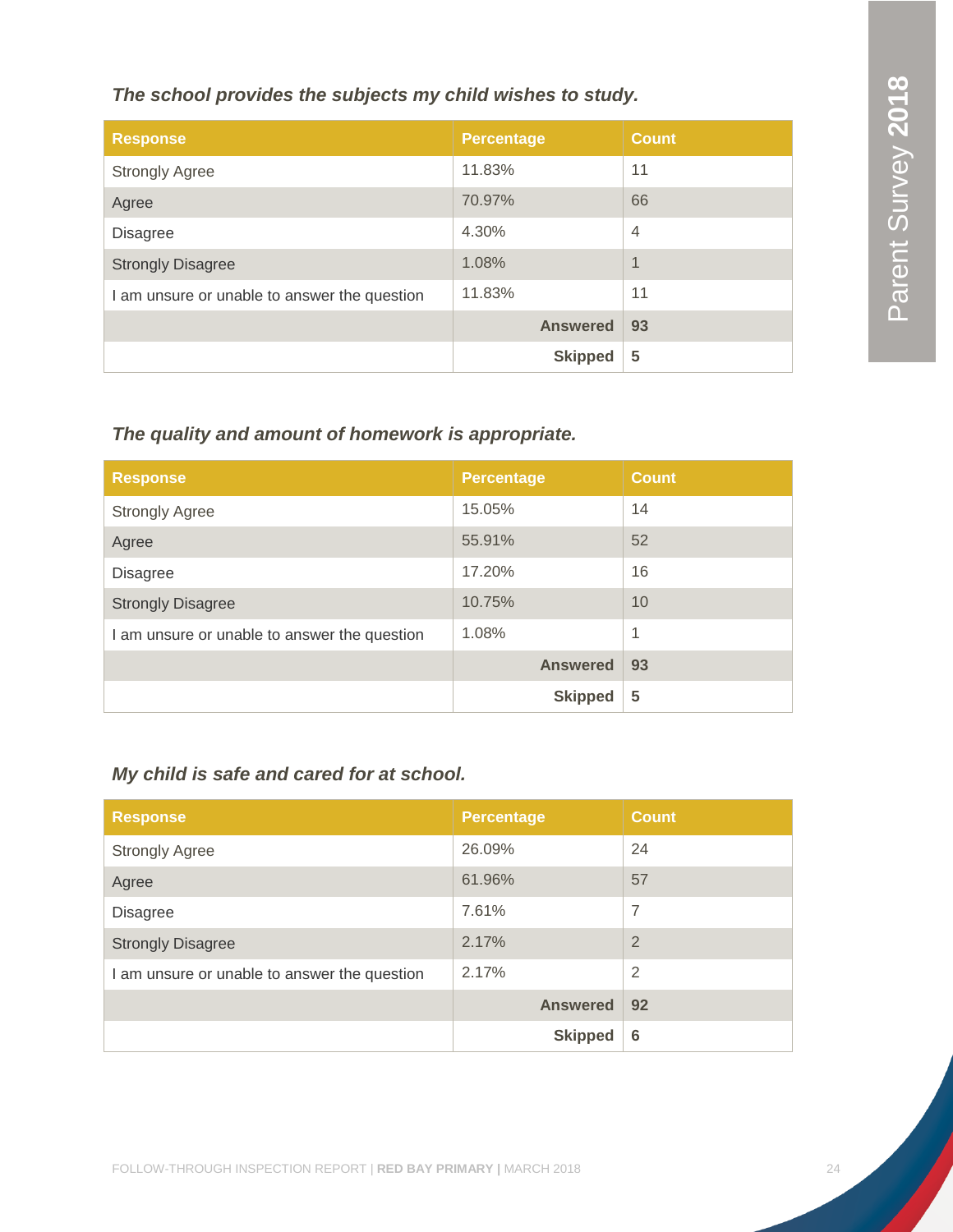***The school provides the subjects my child wishes to study.***

| Response | Percentage | Count |
|---|---|---|
| Strongly Agree | 11.83% | 11 |
| Agree | 70.97% | 66 |
| Disagree | 4.30% | 4 |
| Strongly Disagree | 1.08% | 1 |
| I am unsure or unable to answer the question | 11.83% | 11 |
| | **Answered** | **93** |
| | **Skipped** | **5** |

***The quality and amount of homework is appropriate.***

| Response | Percentage | Count |
|---|---|---|
| Strongly Agree | 15.05% | 14 |
| Agree | 55.91% | 52 |
| Disagree | 17.20% | 16 |
| Strongly Disagree | 10.75% | 10 |
| I am unsure or unable to answer the question | 1.08% | 1 |
| | **Answered** | **93** |
| | **Skipped** | **5** |

***My child is safe and cared for at school.***

| Response | Percentage | Count |
|---|---|---|
| Strongly Agree | 26.09% | 24 |
| Agree | 61.96% | 57 |
| Disagree | 7.61% | 7 |
| Strongly Disagree | 2.17% | 2 |
| I am unsure or unable to answer the question | 2.17% | 2 |
| | **Answered** | **92** |
| | **Skipped** | **6** |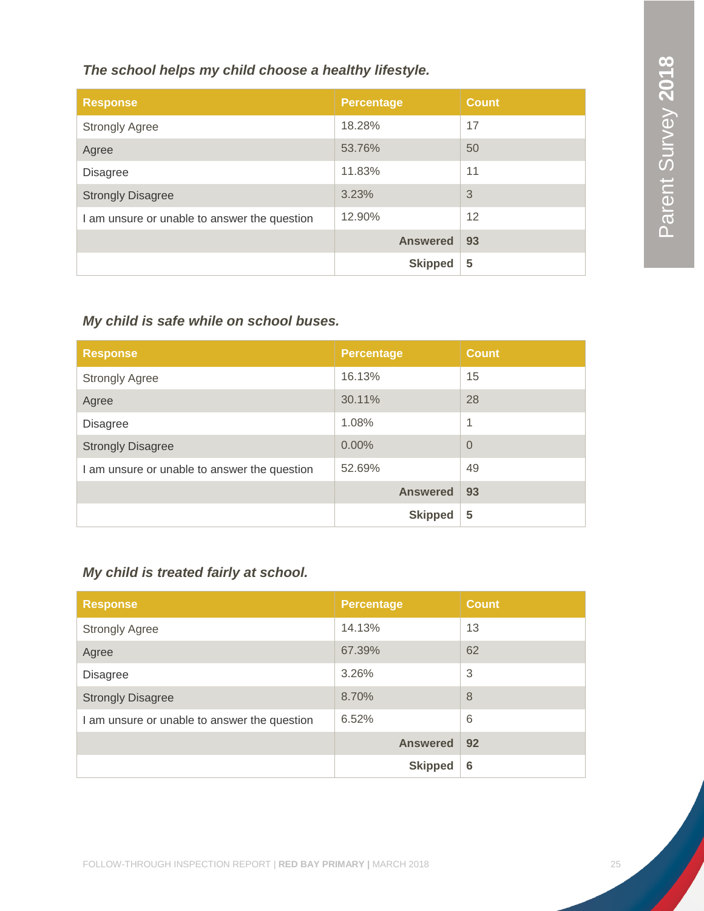*The school helps my child choose a healthy lifestyle.*

| Response | Percentage | Count |
|---|---|---|
| Strongly Agree | 18.28% | 17 |
| Agree | 53.76% | 50 |
| Disagree | 11.83% | 11 |
| Strongly Disagree | 3.23% | 3 |
| I am unsure or unable to answer the question | 12.90% | 12 |
| | **Answered** | **93** |
| | **Skipped** | **5** |

*My child is safe while on school buses.*

| Response | Percentage | Count |
|---|---|---|
| Strongly Agree | 16.13% | 15 |
| Agree | 30.11% | 28 |
| Disagree | 1.08% | 1 |
| Strongly Disagree | 0.00% | 0 |
| I am unsure or unable to answer the question | 52.69% | 49 |
| | **Answered** | **93** |
| | **Skipped** | **5** |

*My child is treated fairly at school.*

| Response | Percentage | Count |
|---|---|---|
| Strongly Agree | 14.13% | 13 |
| Agree | 67.39% | 62 |
| Disagree | 3.26% | 3 |
| Strongly Disagree | 8.70% | 8 |
| I am unsure or unable to answer the question | 6.52% | 6 |
| | **Answered** | **92** |
| | **Skipped** | **6** |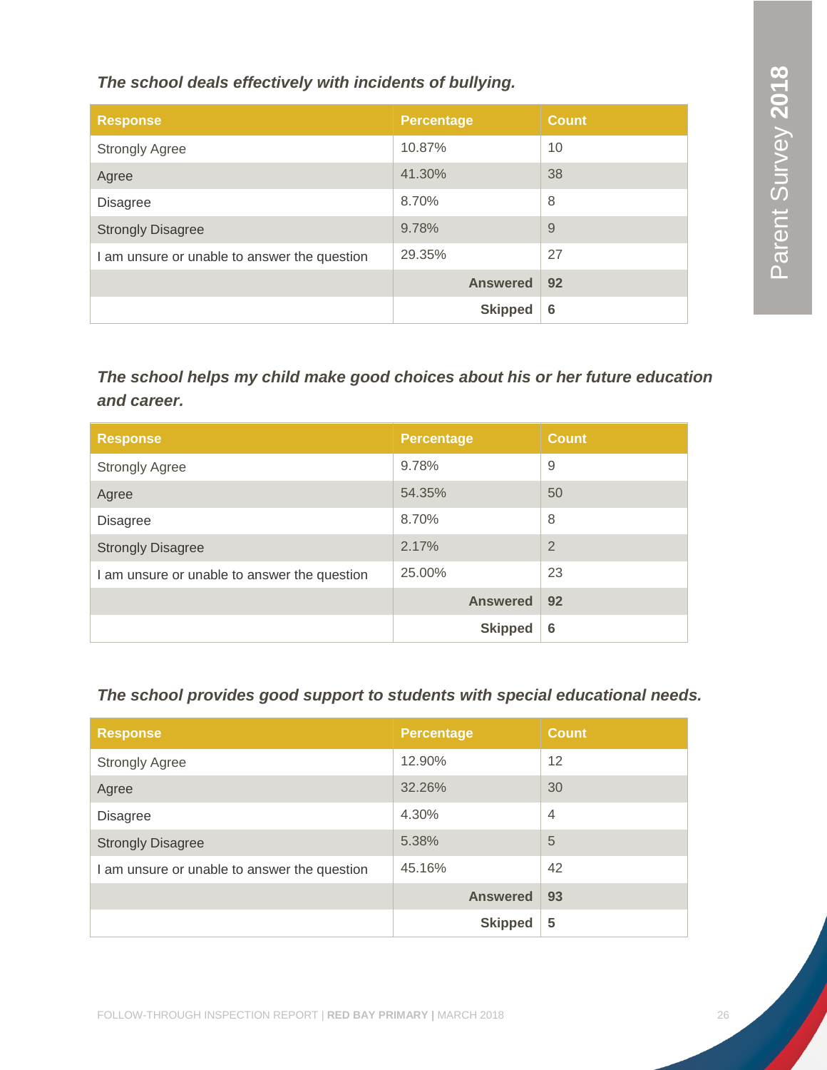***The school deals effectively with incidents of bullying.***

| Response | Percentage | Count |
|---|---|---|
| Strongly Agree | 10.87% | 10 |
| Agree | 41.30% | 38 |
| Disagree | 8.70% | 8 |
| Strongly Disagree | 9.78% | 9 |
| I am unsure or unable to answer the question | 29.35% | 27 |
| | **Answered** | **92** |
| | **Skipped** | **6** |

***The school helps my child make good choices about his or her future education and career.***

| Response | Percentage | Count |
|---|---|---|
| Strongly Agree | 9.78% | 9 |
| Agree | 54.35% | 50 |
| Disagree | 8.70% | 8 |
| Strongly Disagree | 2.17% | 2 |
| I am unsure or unable to answer the question | 25.00% | 23 |
| | **Answered** | **92** |
| | **Skipped** | **6** |

***The school provides good support to students with special educational needs.***

| Response | Percentage | Count |
|---|---|---|
| Strongly Agree | 12.90% | 12 |
| Agree | 32.26% | 30 |
| Disagree | 4.30% | 4 |
| Strongly Disagree | 5.38% | 5 |
| I am unsure or unable to answer the question | 45.16% | 42 |
| | **Answered** | **93** |
| | **Skipped** | **5** |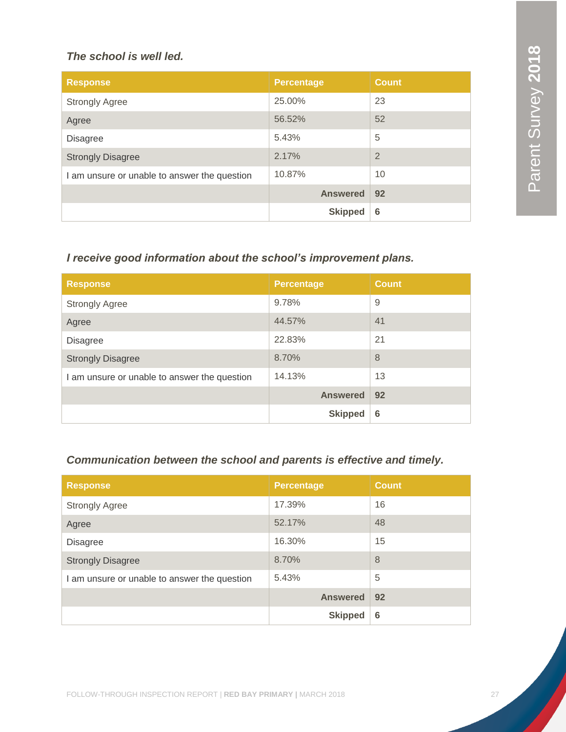*The school is well led.*

| Response | Percentage | Count |
|---|---|---|
| Strongly Agree | 25.00% | 23 |
| Agree | 56.52% | 52 |
| Disagree | 5.43% | 5 |
| Strongly Disagree | 2.17% | 2 |
| I am unsure or unable to answer the question | 10.87% | 10 |
| | **Answered** | **92** |
| | **Skipped** | **6** |

*I receive good information about the school's improvement plans.*

| Response | Percentage | Count |
|---|---|---|
| Strongly Agree | 9.78% | 9 |
| Agree | 44.57% | 41 |
| Disagree | 22.83% | 21 |
| Strongly Disagree | 8.70% | 8 |
| I am unsure or unable to answer the question | 14.13% | 13 |
| | **Answered** | **92** |
| | **Skipped** | **6** |

*Communication between the school and parents is effective and timely.*

| Response | Percentage | Count |
|---|---|---|
| Strongly Agree | 17.39% | 16 |
| Agree | 52.17% | 48 |
| Disagree | 16.30% | 15 |
| Strongly Disagree | 8.70% | 8 |
| I am unsure or unable to answer the question | 5.43% | 5 |
| | **Answered** | **92** |
| | **Skipped** | **6** |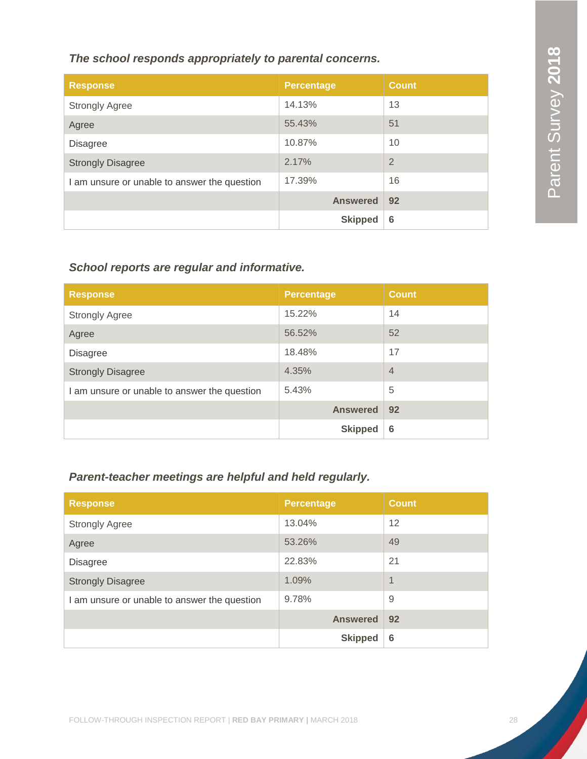*The school responds appropriately to parental concerns.*

| Response | Percentage | Count |
|---|---|---|
| Strongly Agree | 14.13% | 13 |
| Agree | 55.43% | 51 |
| Disagree | 10.87% | 10 |
| Strongly Disagree | 2.17% | 2 |
| I am unsure or unable to answer the question | 17.39% | 16 |
| | **Answered** | **92** |
| | **Skipped** | **6** |

*School reports are regular and informative.*

| Response | Percentage | Count |
|---|---|---|
| Strongly Agree | 15.22% | 14 |
| Agree | 56.52% | 52 |
| Disagree | 18.48% | 17 |
| Strongly Disagree | 4.35% | 4 |
| I am unsure or unable to answer the question | 5.43% | 5 |
| | **Answered** | **92** |
| | **Skipped** | **6** |

*Parent-teacher meetings are helpful and held regularly.*

| Response | Percentage | Count |
|---|---|---|
| Strongly Agree | 13.04% | 12 |
| Agree | 53.26% | 49 |
| Disagree | 22.83% | 21 |
| Strongly Disagree | 1.09% | 1 |
| I am unsure or unable to answer the question | 9.78% | 9 |
| | **Answered** | **92** |
| | **Skipped** | **6** |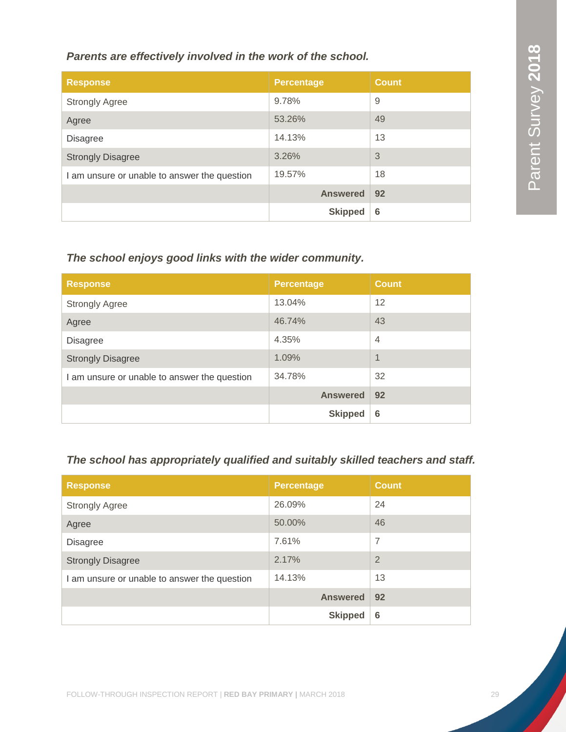### *Parents are effectively involved in the work of the school.*

| Response | Percentage | Count |
|---|---|---|
| Strongly Agree | 9.78% | 9 |
| Agree | 53.26% | 49 |
| Disagree | 14.13% | 13 |
| Strongly Disagree | 3.26% | 3 |
| I am unsure or unable to answer the question | 19.57% | 18 |
| | **Answered** | **92** |
| | **Skipped** | **6** |

### *The school enjoys good links with the wider community.*

| Response | Percentage | Count |
|---|---|---|
| Strongly Agree | 13.04% | 12 |
| Agree | 46.74% | 43 |
| Disagree | 4.35% | 4 |
| Strongly Disagree | 1.09% | 1 |
| I am unsure or unable to answer the question | 34.78% | 32 |
| | **Answered** | **92** |
| | **Skipped** | **6** |

### *The school has appropriately qualified and suitably skilled teachers and staff.*

| Response | Percentage | Count |
|---|---|---|
| Strongly Agree | 26.09% | 24 |
| Agree | 50.00% | 46 |
| Disagree | 7.61% | 7 |
| Strongly Disagree | 2.17% | 2 |
| I am unsure or unable to answer the question | 14.13% | 13 |
| | **Answered** | **92** |
| | **Skipped** | **6** |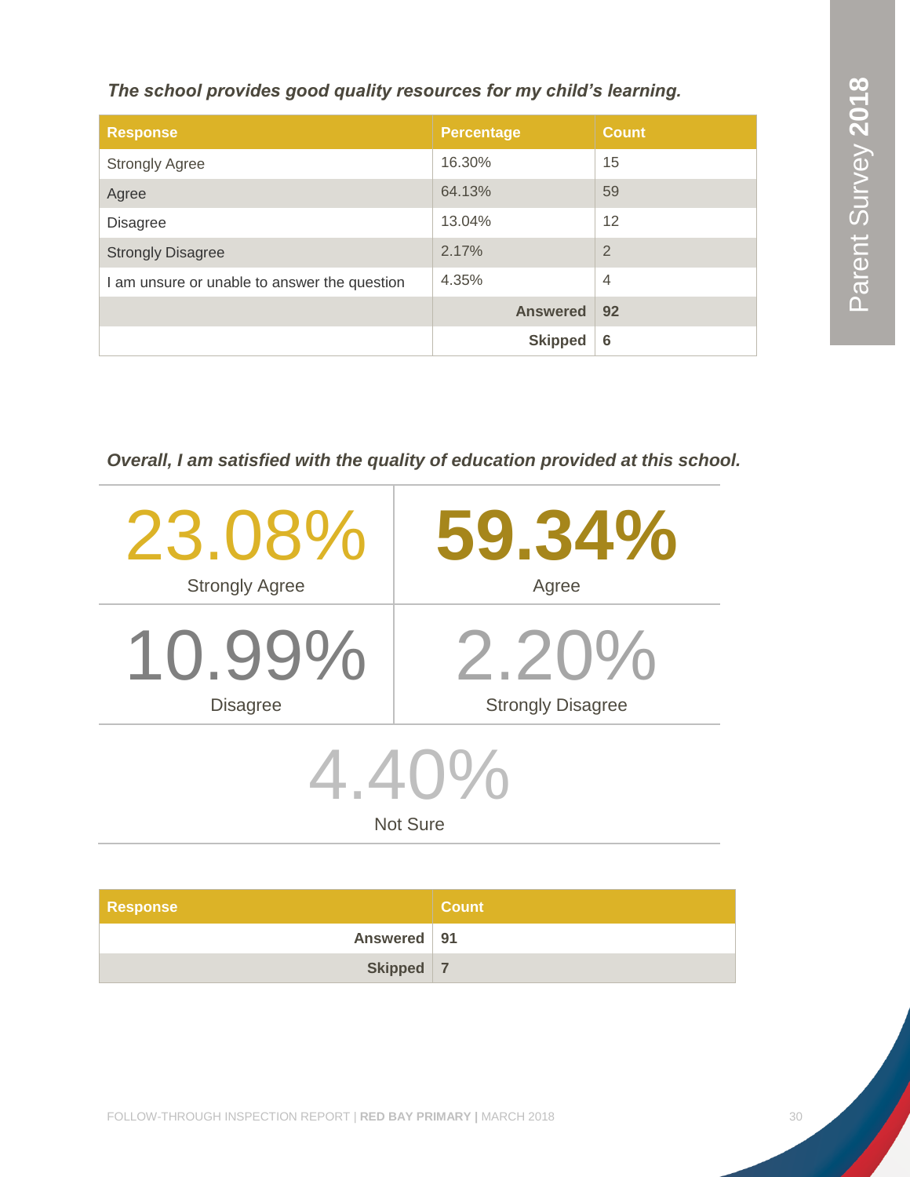*The school provides good quality resources for my child's learning.*

| Response | Percentage | Count |
|---|---|---|
| Strongly Agree | 16.30% | 15 |
| Agree | 64.13% | 59 |
| Disagree | 13.04% | 12 |
| Strongly Disagree | 2.17% | 2 |
| I am unsure or unable to answer the question | 4.35% | 4 |
| | **Answered** | **92** |
| | **Skipped** | **6** |

*Overall, I am satisfied with the quality of education provided at this school.*

| | |
|---|---|
| 23.08% Strongly Agree | **59.34%** Agree |
| 10.99% Disagree | 2.20% Strongly Disagree |
| 4.40% Not Sure | |

| Response | Count |
|---|---|
| **Answered** | **91** |
| **Skipped** | **7** |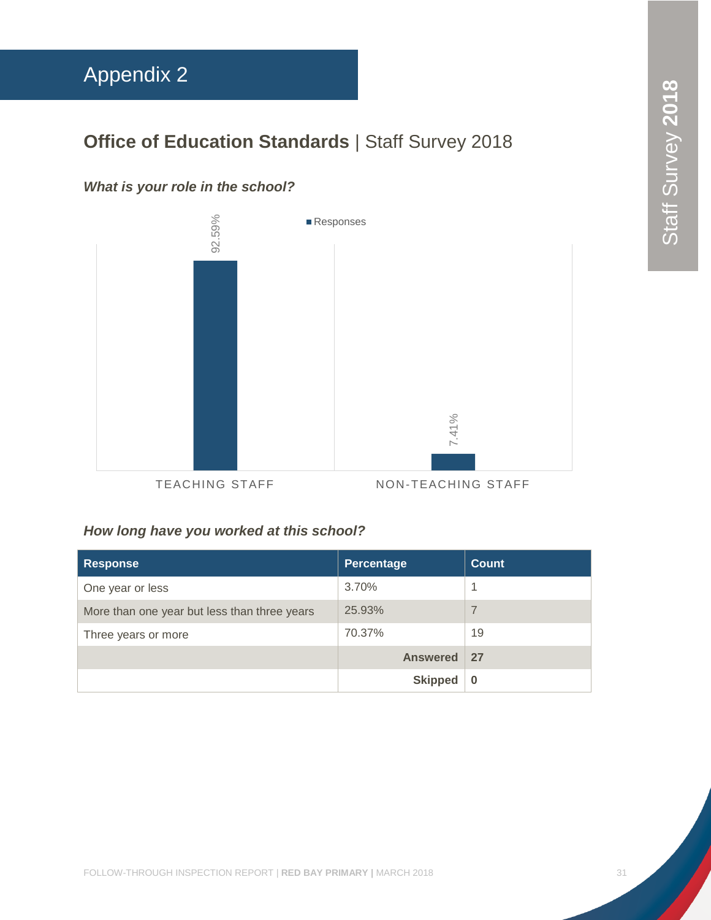# Appendix 2

## Office of Education Standards | Staff Survey 2018

### *What is your role in the school?*

■ Responses

| Role | Responses |
|---|---|
| TEACHING STAFF | 92.59% |
| NON-TEACHING STAFF | 7.41% |

### *How long have you worked at this school?*

| Response | Percentage | Count |
|---|---|---|
| One year or less | 3.70% | 1 |
| More than one year but less than three years | 25.93% | 7 |
| Three years or more | 70.37% | 19 |
| | **Answered** | **27** |
| | **Skipped** | **0** |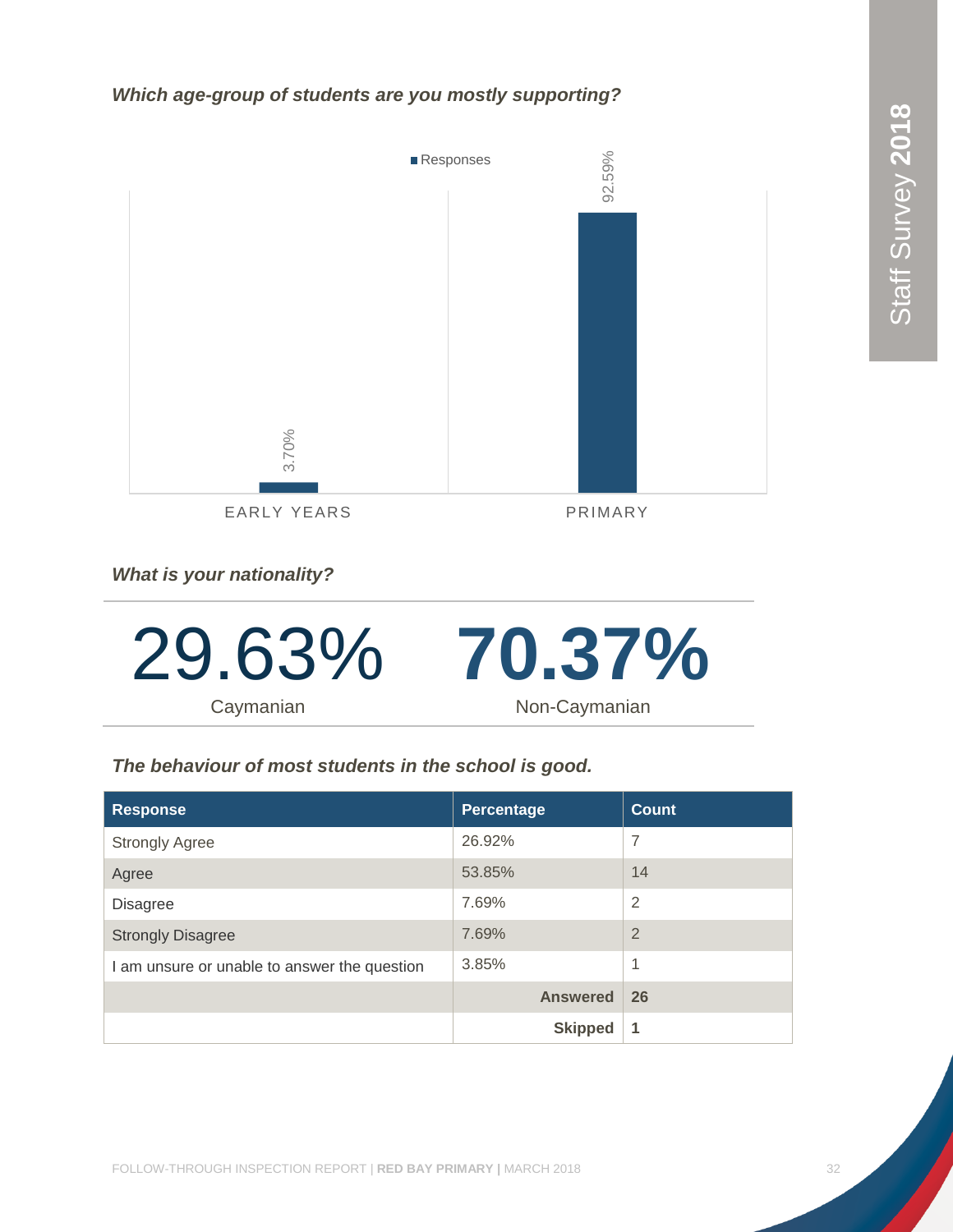***Which age-group of students are you mostly supporting?***

Responses

| | Responses |
|---|---|
| EARLY YEARS | 3.70% |
| PRIMARY | 92.59% |

***What is your nationality?***

| 29.63% | 70.37% |
|---|---|
| Caymanian | Non-Caymanian |

***The behaviour of most students in the school is good.***

| Response | Percentage | Count |
|---|---|---|
| Strongly Agree | 26.92% | 7 |
| Agree | 53.85% | 14 |
| Disagree | 7.69% | 2 |
| Strongly Disagree | 7.69% | 2 |
| I am unsure or unable to answer the question | 3.85% | 1 |
| | **Answered** | **26** |
| | **Skipped** | **1** |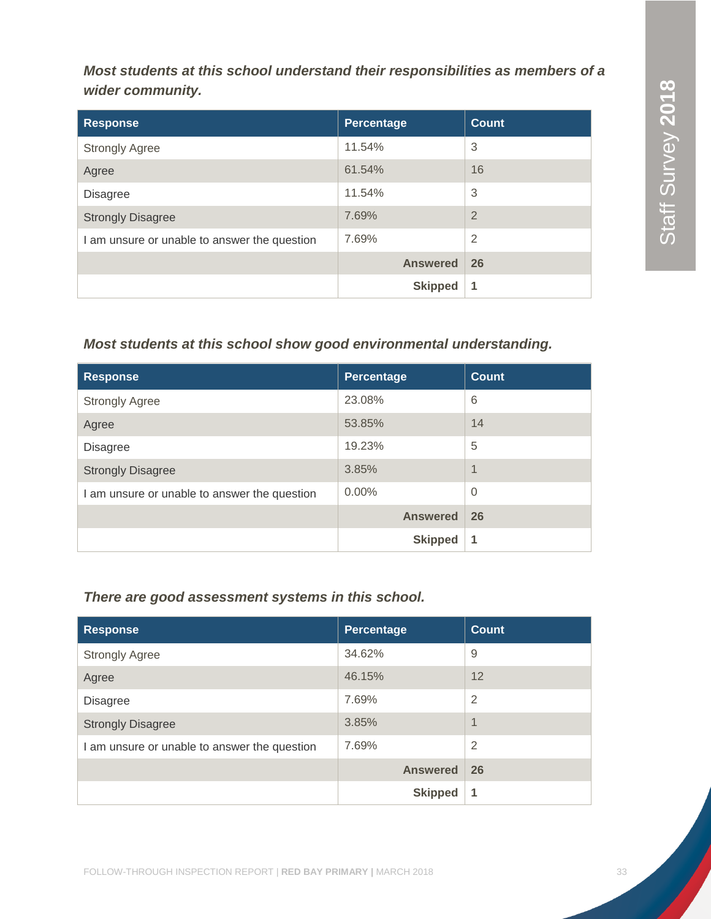***Most students at this school understand their responsibilities as members of a wider community.***

| Response | Percentage | Count |
|---|---|---|
| Strongly Agree | 11.54% | 3 |
| Agree | 61.54% | 16 |
| Disagree | 11.54% | 3 |
| Strongly Disagree | 7.69% | 2 |
| I am unsure or unable to answer the question | 7.69% | 2 |
| | **Answered** | **26** |
| | **Skipped** | **1** |

***Most students at this school show good environmental understanding.***

| Response | Percentage | Count |
|---|---|---|
| Strongly Agree | 23.08% | 6 |
| Agree | 53.85% | 14 |
| Disagree | 19.23% | 5 |
| Strongly Disagree | 3.85% | 1 |
| I am unsure or unable to answer the question | 0.00% | 0 |
| | **Answered** | **26** |
| | **Skipped** | **1** |

***There are good assessment systems in this school.***

| Response | Percentage | Count |
|---|---|---|
| Strongly Agree | 34.62% | 9 |
| Agree | 46.15% | 12 |
| Disagree | 7.69% | 2 |
| Strongly Disagree | 3.85% | 1 |
| I am unsure or unable to answer the question | 7.69% | 2 |
| | **Answered** | **26** |
| | **Skipped** | **1** |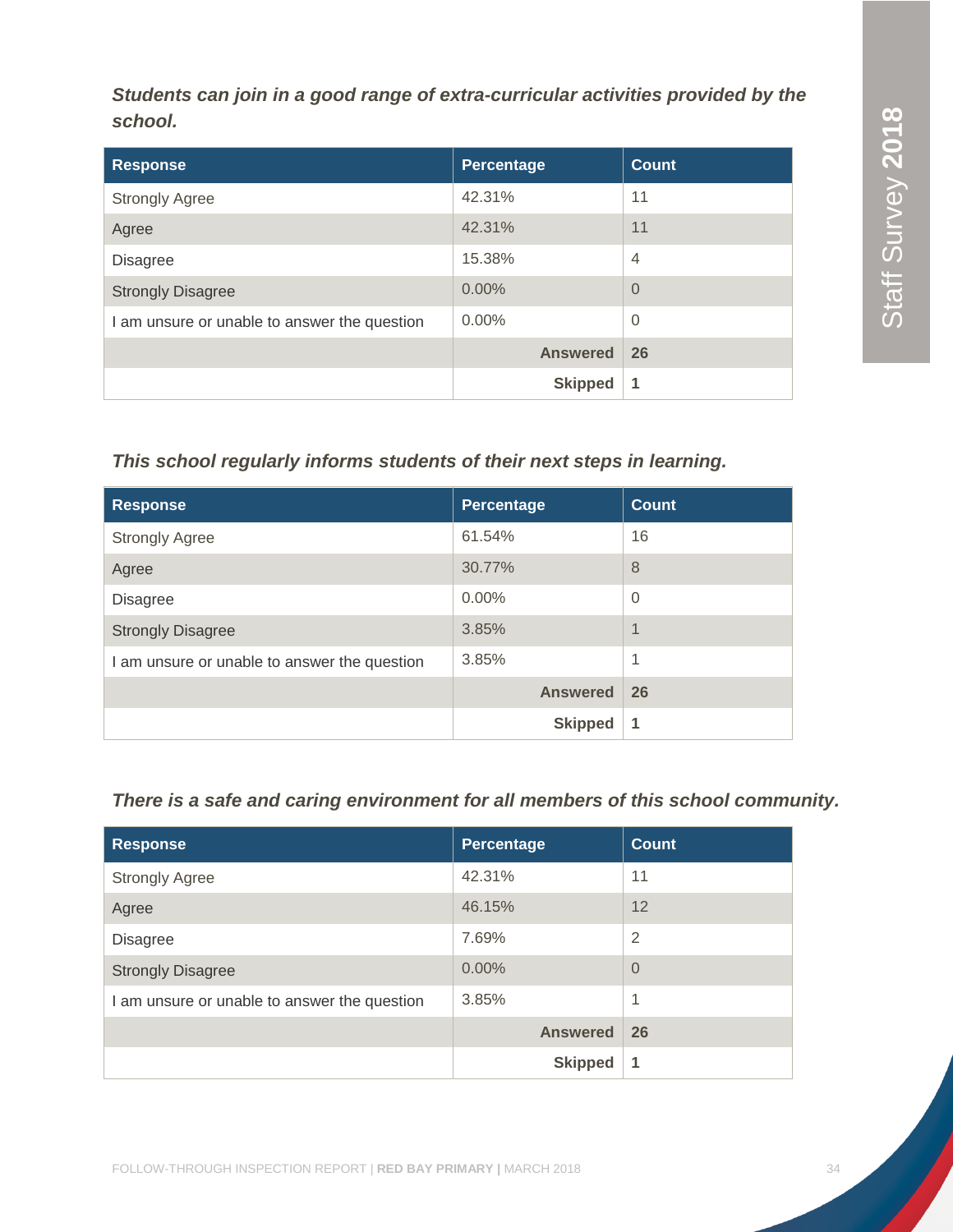***Students can join in a good range of extra-curricular activities provided by the school.***

| Response | Percentage | Count |
|---|---|---|
| Strongly Agree | 42.31% | 11 |
| Agree | 42.31% | 11 |
| Disagree | 15.38% | 4 |
| Strongly Disagree | 0.00% | 0 |
| I am unsure or unable to answer the question | 0.00% | 0 |
| | **Answered** | **26** |
| | **Skipped** | **1** |

***This school regularly informs students of their next steps in learning.***

| Response | Percentage | Count |
|---|---|---|
| Strongly Agree | 61.54% | 16 |
| Agree | 30.77% | 8 |
| Disagree | 0.00% | 0 |
| Strongly Disagree | 3.85% | 1 |
| I am unsure or unable to answer the question | 3.85% | 1 |
| | **Answered** | **26** |
| | **Skipped** | **1** |

***There is a safe and caring environment for all members of this school community.***

| Response | Percentage | Count |
|---|---|---|
| Strongly Agree | 42.31% | 11 |
| Agree | 46.15% | 12 |
| Disagree | 7.69% | 2 |
| Strongly Disagree | 0.00% | 0 |
| I am unsure or unable to answer the question | 3.85% | 1 |
| | **Answered** | **26** |
| | **Skipped** | **1** |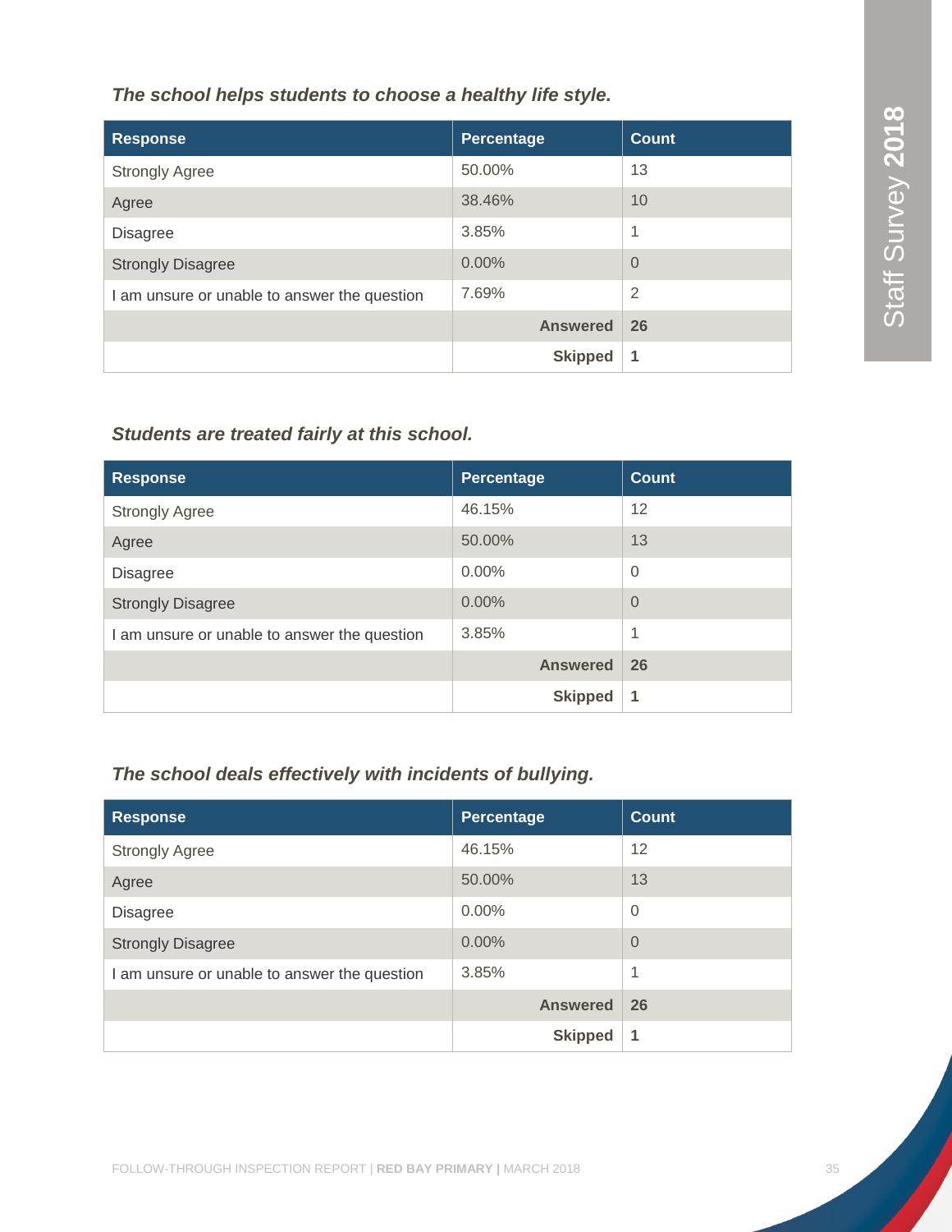*The school helps students to choose a healthy life style.*

| Response | Percentage | Count |
|---|---|---|
| Strongly Agree | 50.00% | 13 |
| Agree | 38.46% | 10 |
| Disagree | 3.85% | 1 |
| Strongly Disagree | 0.00% | 0 |
| I am unsure or unable to answer the question | 7.69% | 2 |
| | **Answered** | **26** |
| | **Skipped** | **1** |

*Students are treated fairly at this school.*

| Response | Percentage | Count |
|---|---|---|
| Strongly Agree | 46.15% | 12 |
| Agree | 50.00% | 13 |
| Disagree | 0.00% | 0 |
| Strongly Disagree | 0.00% | 0 |
| I am unsure or unable to answer the question | 3.85% | 1 |
| | **Answered** | **26** |
| | **Skipped** | **1** |

*The school deals effectively with incidents of bullying.*

| Response | Percentage | Count |
|---|---|---|
| Strongly Agree | 46.15% | 12 |
| Agree | 50.00% | 13 |
| Disagree | 0.00% | 0 |
| Strongly Disagree | 0.00% | 0 |
| I am unsure or unable to answer the question | 3.85% | 1 |
| | **Answered** | **26** |
| | **Skipped** | **1** |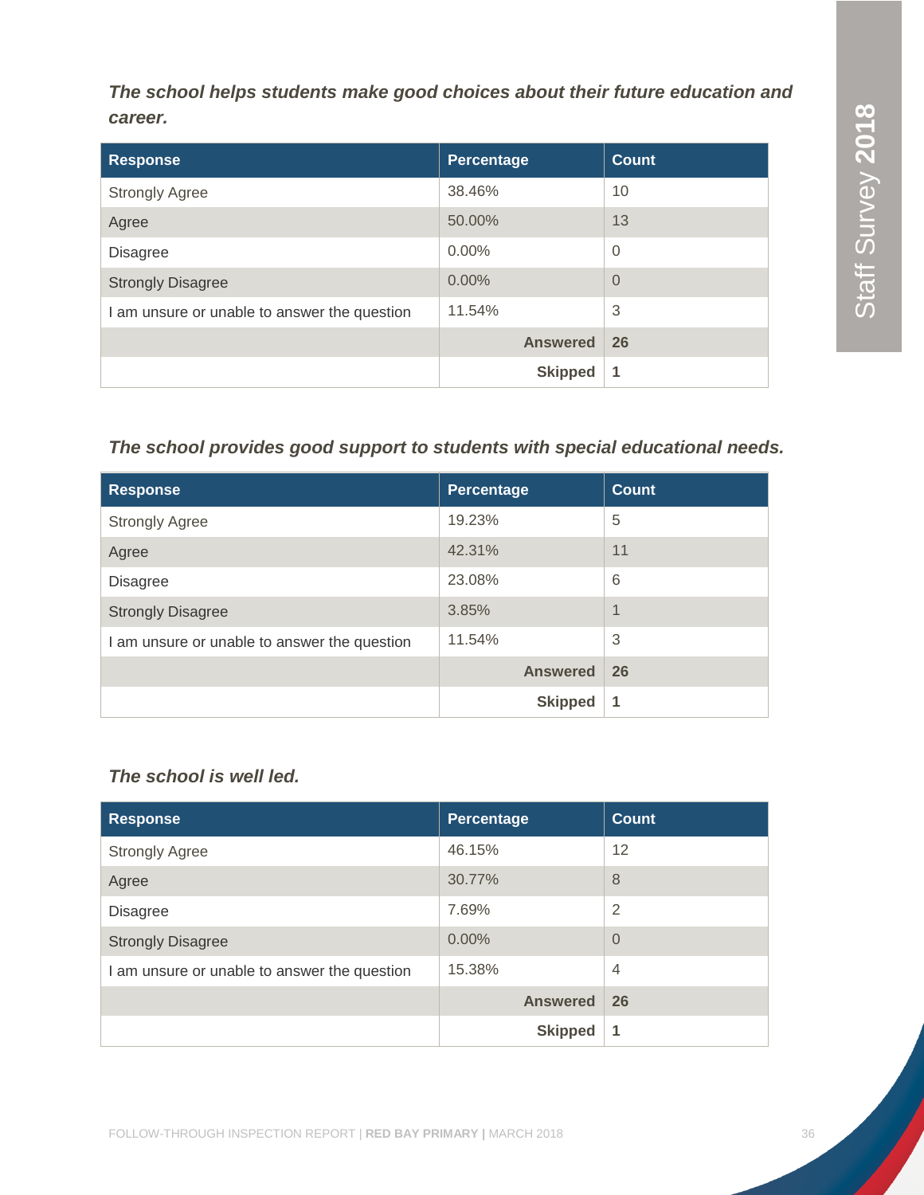***The school helps students make good choices about their future education and career.***

| Response | Percentage | Count |
|---|---|---|
| Strongly Agree | 38.46% | 10 |
| Agree | 50.00% | 13 |
| Disagree | 0.00% | 0 |
| Strongly Disagree | 0.00% | 0 |
| I am unsure or unable to answer the question | 11.54% | 3 |
| | **Answered** | **26** |
| | **Skipped** | **1** |

***The school provides good support to students with special educational needs.***

| Response | Percentage | Count |
|---|---|---|
| Strongly Agree | 19.23% | 5 |
| Agree | 42.31% | 11 |
| Disagree | 23.08% | 6 |
| Strongly Disagree | 3.85% | 1 |
| I am unsure or unable to answer the question | 11.54% | 3 |
| | **Answered** | **26** |
| | **Skipped** | **1** |

***The school is well led.***

| Response | Percentage | Count |
|---|---|---|
| Strongly Agree | 46.15% | 12 |
| Agree | 30.77% | 8 |
| Disagree | 7.69% | 2 |
| Strongly Disagree | 0.00% | 0 |
| I am unsure or unable to answer the question | 15.38% | 4 |
| | **Answered** | **26** |
| | **Skipped** | **1** |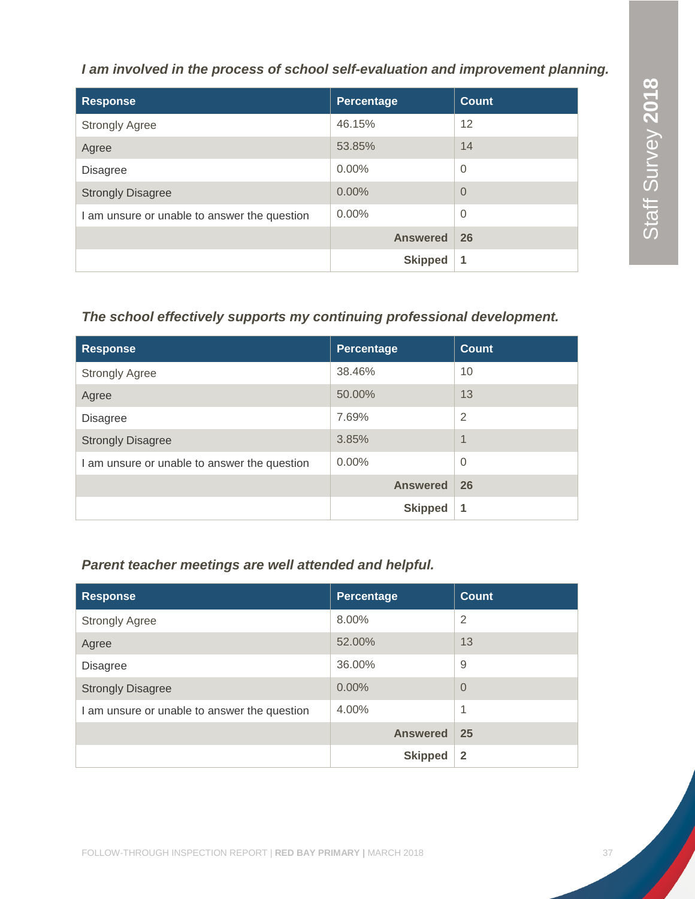*I am involved in the process of school self-evaluation and improvement planning.*

| Response | Percentage | Count |
|---|---|---|
| Strongly Agree | 46.15% | 12 |
| Agree | 53.85% | 14 |
| Disagree | 0.00% | 0 |
| Strongly Disagree | 0.00% | 0 |
| I am unsure or unable to answer the question | 0.00% | 0 |
| | **Answered** | **26** |
| | **Skipped** | **1** |

*The school effectively supports my continuing professional development.*

| Response | Percentage | Count |
|---|---|---|
| Strongly Agree | 38.46% | 10 |
| Agree | 50.00% | 13 |
| Disagree | 7.69% | 2 |
| Strongly Disagree | 3.85% | 1 |
| I am unsure or unable to answer the question | 0.00% | 0 |
| | **Answered** | **26** |
| | **Skipped** | **1** |

*Parent teacher meetings are well attended and helpful.*

| Response | Percentage | Count |
|---|---|---|
| Strongly Agree | 8.00% | 2 |
| Agree | 52.00% | 13 |
| Disagree | 36.00% | 9 |
| Strongly Disagree | 0.00% | 0 |
| I am unsure or unable to answer the question | 4.00% | 1 |
| | **Answered** | **25** |
| | **Skipped** | **2** |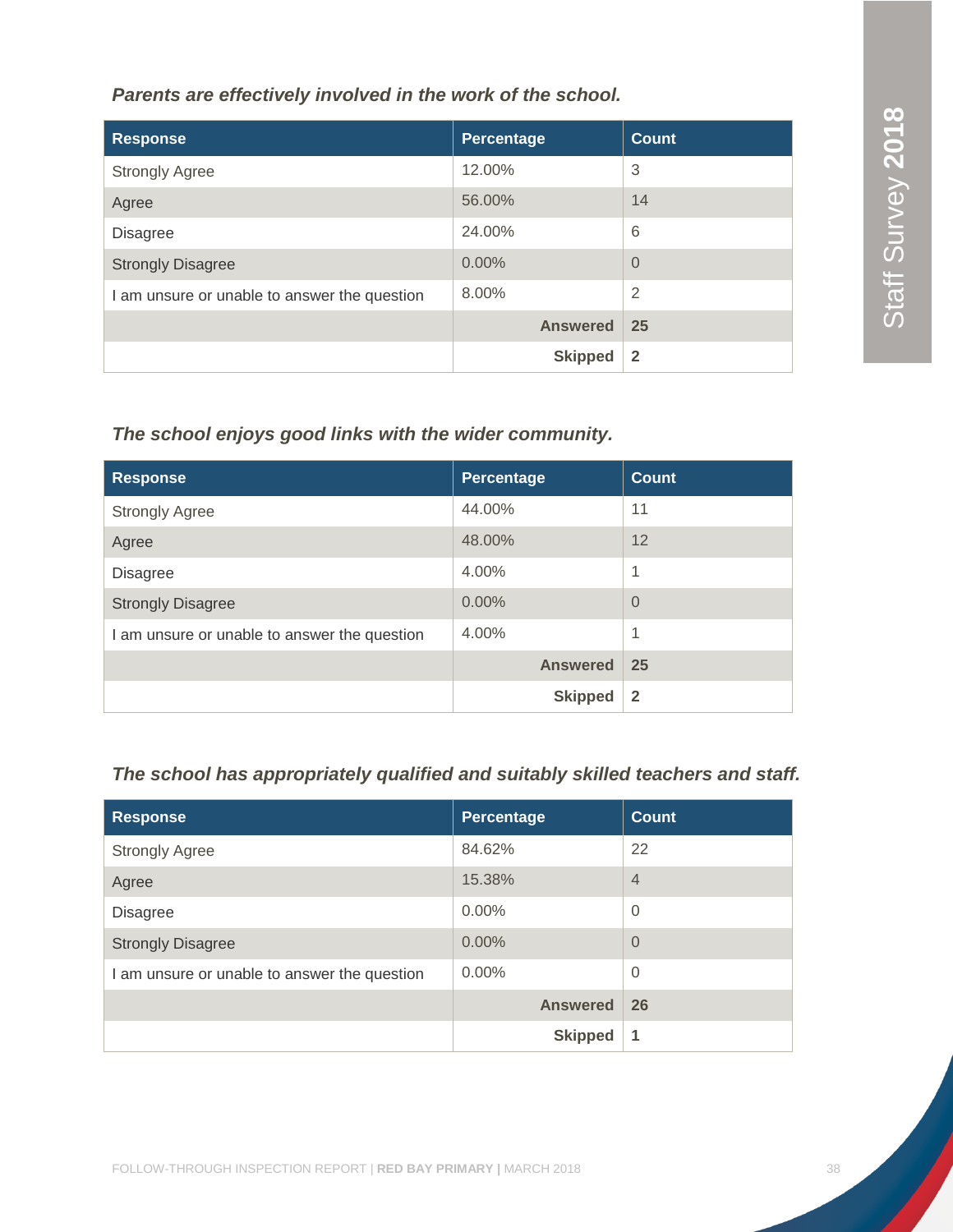*Parents are effectively involved in the work of the school.*

| Response | Percentage | Count |
|---|---|---|
| Strongly Agree | 12.00% | 3 |
| Agree | 56.00% | 14 |
| Disagree | 24.00% | 6 |
| Strongly Disagree | 0.00% | 0 |
| I am unsure or unable to answer the question | 8.00% | 2 |
| | **Answered** | **25** |
| | **Skipped** | **2** |

*The school enjoys good links with the wider community.*

| Response | Percentage | Count |
|---|---|---|
| Strongly Agree | 44.00% | 11 |
| Agree | 48.00% | 12 |
| Disagree | 4.00% | 1 |
| Strongly Disagree | 0.00% | 0 |
| I am unsure or unable to answer the question | 4.00% | 1 |
| | **Answered** | **25** |
| | **Skipped** | **2** |

*The school has appropriately qualified and suitably skilled teachers and staff.*

| Response | Percentage | Count |
|---|---|---|
| Strongly Agree | 84.62% | 22 |
| Agree | 15.38% | 4 |
| Disagree | 0.00% | 0 |
| Strongly Disagree | 0.00% | 0 |
| I am unsure or unable to answer the question | 0.00% | 0 |
| | **Answered** | **26** |
| | **Skipped** | **1** |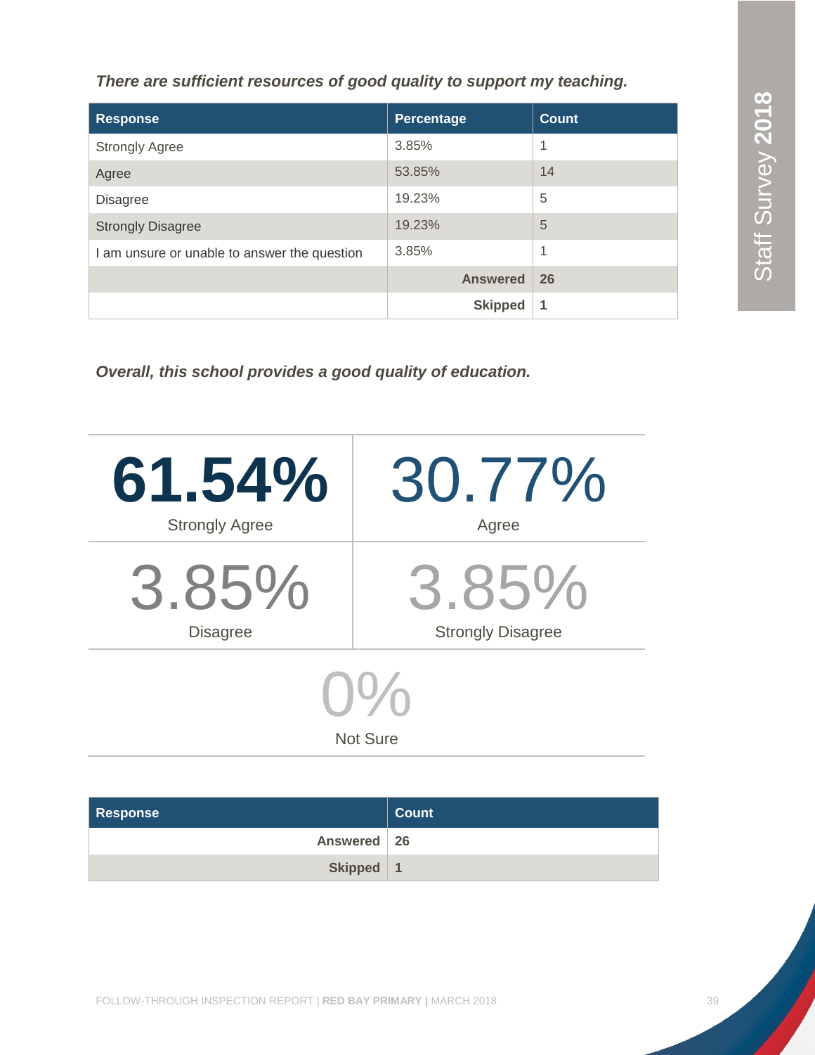*There are sufficient resources of good quality to support my teaching.*

| Response | Percentage | Count |
|---|---|---|
| Strongly Agree | 3.85% | 1 |
| Agree | 53.85% | 14 |
| Disagree | 19.23% | 5 |
| Strongly Disagree | 19.23% | 5 |
| I am unsure or unable to answer the question | 3.85% | 1 |
| | **Answered** | **26** |
| | **Skipped** | **1** |

*Overall, this school provides a good quality of education.*

| | |
|---|---|
| **61.54%** Strongly Agree | 30.77% Agree |
| 3.85% Disagree | 3.85% Strongly Disagree |

0% Not Sure

| Response | Count |
|---|---|
| **Answered** | **26** |
| **Skipped** | **1** |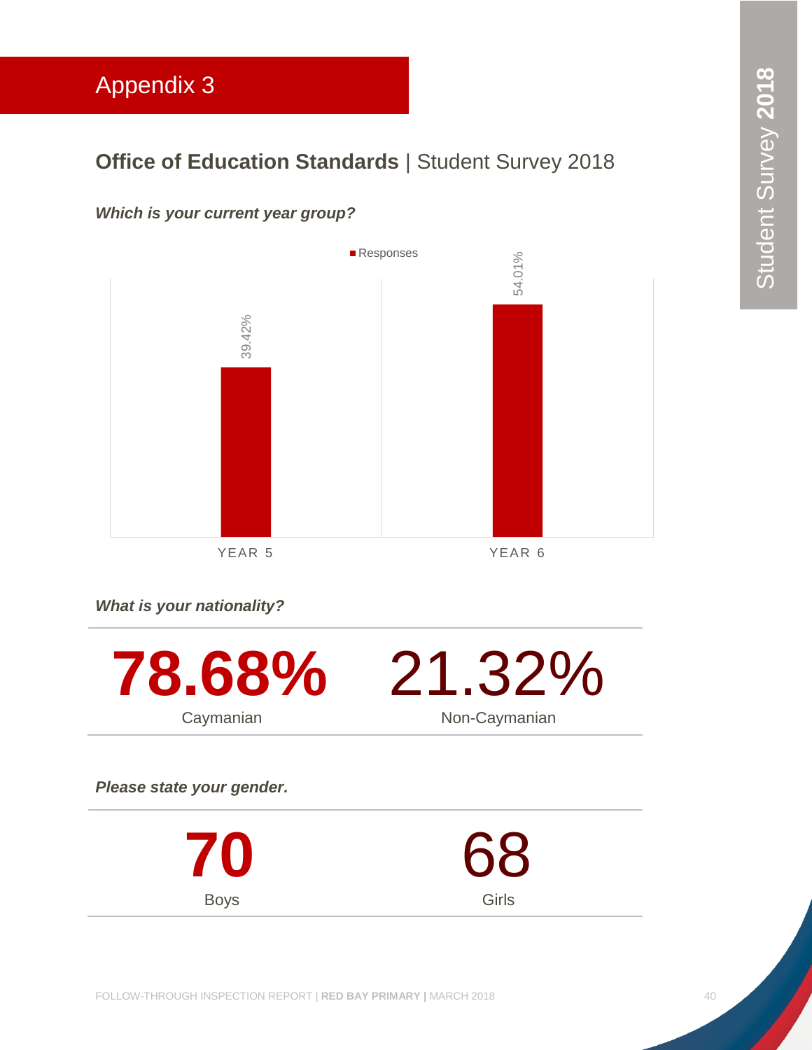# Appendix 3

## **Office of Education Standards** | Student Survey 2018

***Which is your current year group?***

| | Responses |
|---|---|
| YEAR 5 | 39.42% |
| YEAR 6 | 54.01% |

***What is your nationality?***

| Caymanian | Non-Caymanian |
|---|---|
| **78.68%** | 21.32% |

***Please state your gender.***

| Boys | Girls |
|---|---|
| **70** | 68 |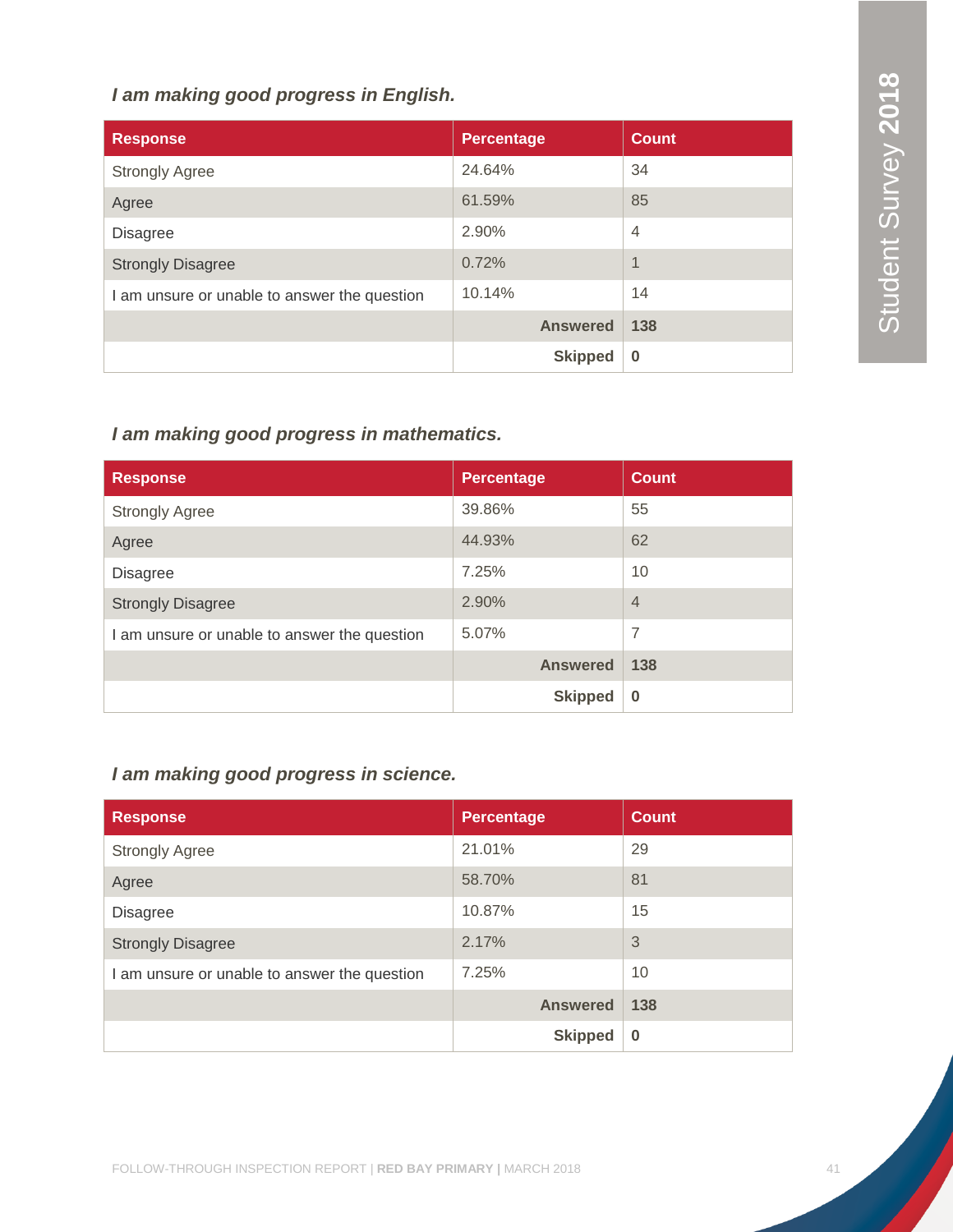***I am making good progress in English.***

| Response | Percentage | Count |
|---|---|---|
| Strongly Agree | 24.64% | 34 |
| Agree | 61.59% | 85 |
| Disagree | 2.90% | 4 |
| Strongly Disagree | 0.72% | 1 |
| I am unsure or unable to answer the question | 10.14% | 14 |
| | **Answered** | **138** |
| | **Skipped** | **0** |

***I am making good progress in mathematics.***

| Response | Percentage | Count |
|---|---|---|
| Strongly Agree | 39.86% | 55 |
| Agree | 44.93% | 62 |
| Disagree | 7.25% | 10 |
| Strongly Disagree | 2.90% | 4 |
| I am unsure or unable to answer the question | 5.07% | 7 |
| | **Answered** | **138** |
| | **Skipped** | **0** |

***I am making good progress in science.***

| Response | Percentage | Count |
|---|---|---|
| Strongly Agree | 21.01% | 29 |
| Agree | 58.70% | 81 |
| Disagree | 10.87% | 15 |
| Strongly Disagree | 2.17% | 3 |
| I am unsure or unable to answer the question | 7.25% | 10 |
| | **Answered** | **138** |
| | **Skipped** | **0** |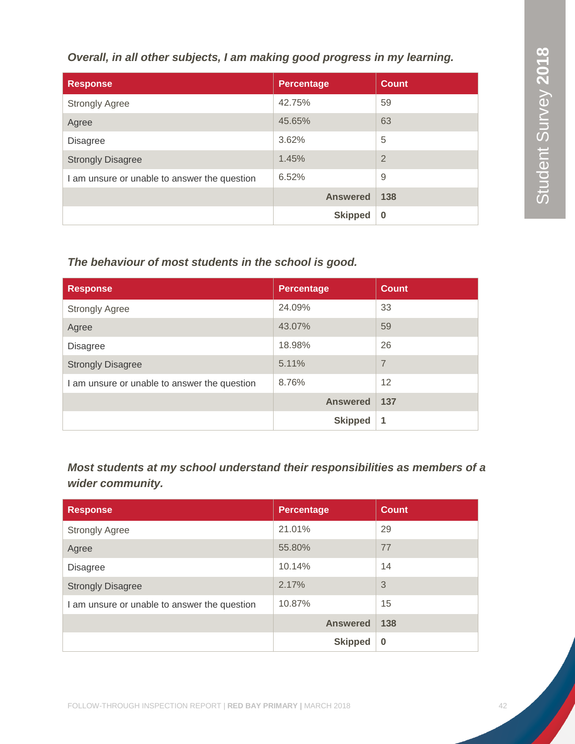*Overall, in all other subjects, I am making good progress in my learning.*

| Response | Percentage | Count |
|---|---|---|
| Strongly Agree | 42.75% | 59 |
| Agree | 45.65% | 63 |
| Disagree | 3.62% | 5 |
| Strongly Disagree | 1.45% | 2 |
| I am unsure or unable to answer the question | 6.52% | 9 |
| | **Answered** | **138** |
| | **Skipped** | **0** |

*The behaviour of most students in the school is good.*

| Response | Percentage | Count |
|---|---|---|
| Strongly Agree | 24.09% | 33 |
| Agree | 43.07% | 59 |
| Disagree | 18.98% | 26 |
| Strongly Disagree | 5.11% | 7 |
| I am unsure or unable to answer the question | 8.76% | 12 |
| | **Answered** | **137** |
| | **Skipped** | **1** |

*Most students at my school understand their responsibilities as members of a wider community.*

| Response | Percentage | Count |
|---|---|---|
| Strongly Agree | 21.01% | 29 |
| Agree | 55.80% | 77 |
| Disagree | 10.14% | 14 |
| Strongly Disagree | 2.17% | 3 |
| I am unsure or unable to answer the question | 10.87% | 15 |
| | **Answered** | **138** |
| | **Skipped** | **0** |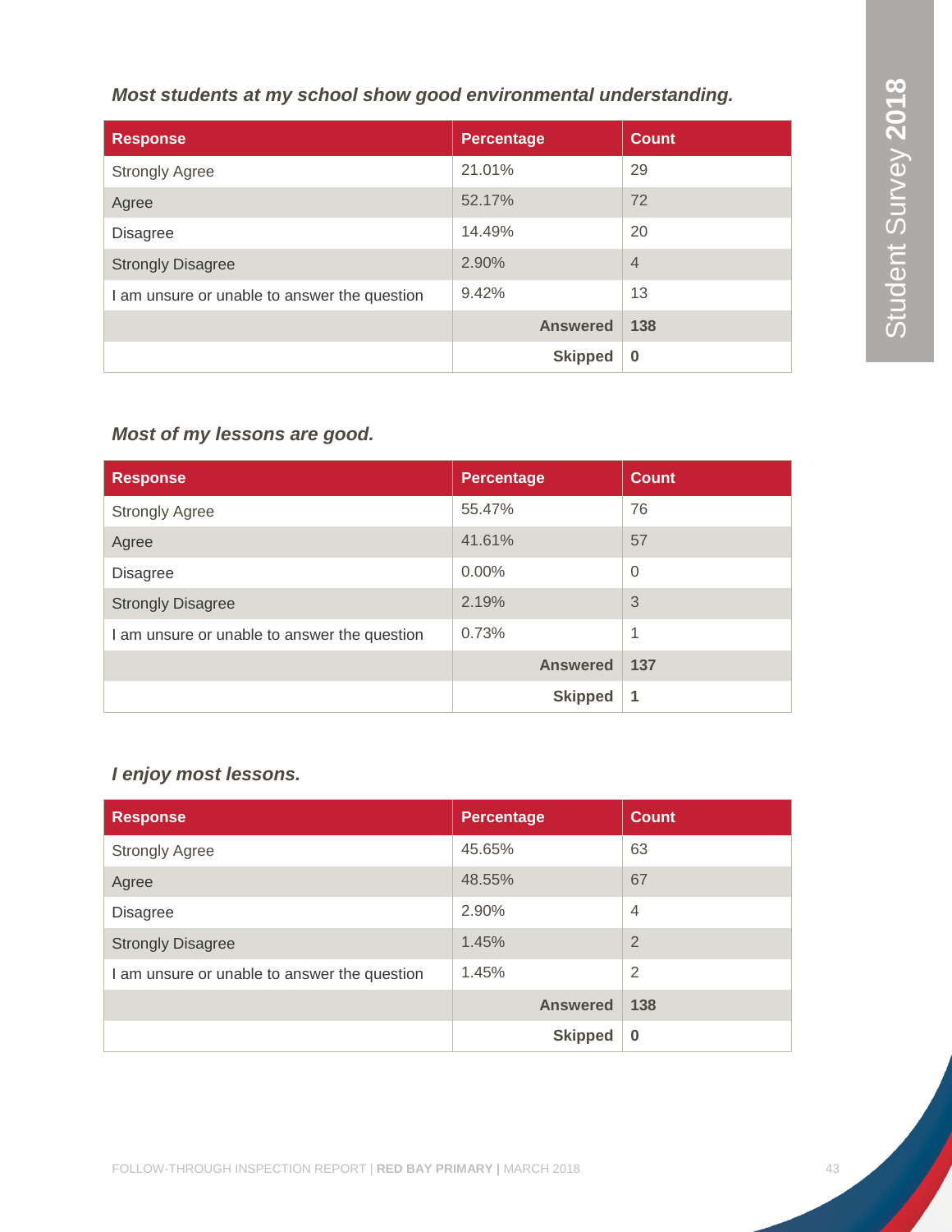### *Most students at my school show good environmental understanding.*

| Response | Percentage | Count |
|---|---|---|
| Strongly Agree | 21.01% | 29 |
| Agree | 52.17% | 72 |
| Disagree | 14.49% | 20 |
| Strongly Disagree | 2.90% | 4 |
| I am unsure or unable to answer the question | 9.42% | 13 |
| | **Answered** | **138** |
| | **Skipped** | **0** |

### *Most of my lessons are good.*

| Response | Percentage | Count |
|---|---|---|
| Strongly Agree | 55.47% | 76 |
| Agree | 41.61% | 57 |
| Disagree | 0.00% | 0 |
| Strongly Disagree | 2.19% | 3 |
| I am unsure or unable to answer the question | 0.73% | 1 |
| | **Answered** | **137** |
| | **Skipped** | **1** |

### *I enjoy most lessons.*

| Response | Percentage | Count |
|---|---|---|
| Strongly Agree | 45.65% | 63 |
| Agree | 48.55% | 67 |
| Disagree | 2.90% | 4 |
| Strongly Disagree | 1.45% | 2 |
| I am unsure or unable to answer the question | 1.45% | 2 |
| | **Answered** | **138** |
| | **Skipped** | **0** |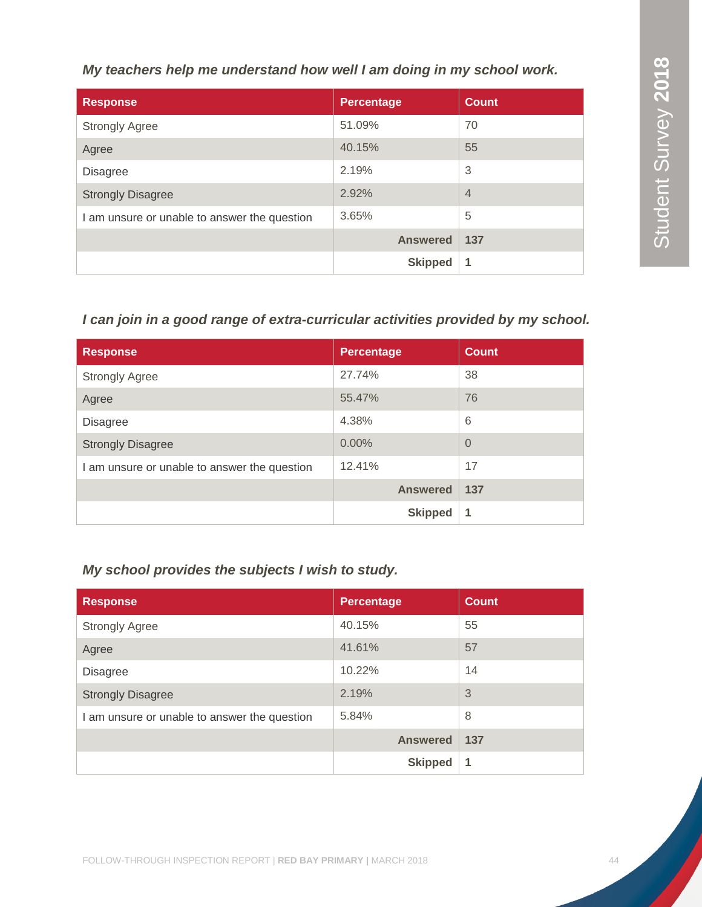***My teachers help me understand how well I am doing in my school work.***

| Response | Percentage | Count |
|---|---|---|
| Strongly Agree | 51.09% | 70 |
| Agree | 40.15% | 55 |
| Disagree | 2.19% | 3 |
| Strongly Disagree | 2.92% | 4 |
| I am unsure or unable to answer the question | 3.65% | 5 |
| | **Answered** | **137** |
| | **Skipped** | **1** |

***I can join in a good range of extra-curricular activities provided by my school.***

| Response | Percentage | Count |
|---|---|---|
| Strongly Agree | 27.74% | 38 |
| Agree | 55.47% | 76 |
| Disagree | 4.38% | 6 |
| Strongly Disagree | 0.00% | 0 |
| I am unsure or unable to answer the question | 12.41% | 17 |
| | **Answered** | **137** |
| | **Skipped** | **1** |

***My school provides the subjects I wish to study.***

| Response | Percentage | Count |
|---|---|---|
| Strongly Agree | 40.15% | 55 |
| Agree | 41.61% | 57 |
| Disagree | 10.22% | 14 |
| Strongly Disagree | 2.19% | 3 |
| I am unsure or unable to answer the question | 5.84% | 8 |
| | **Answered** | **137** |
| | **Skipped** | **1** |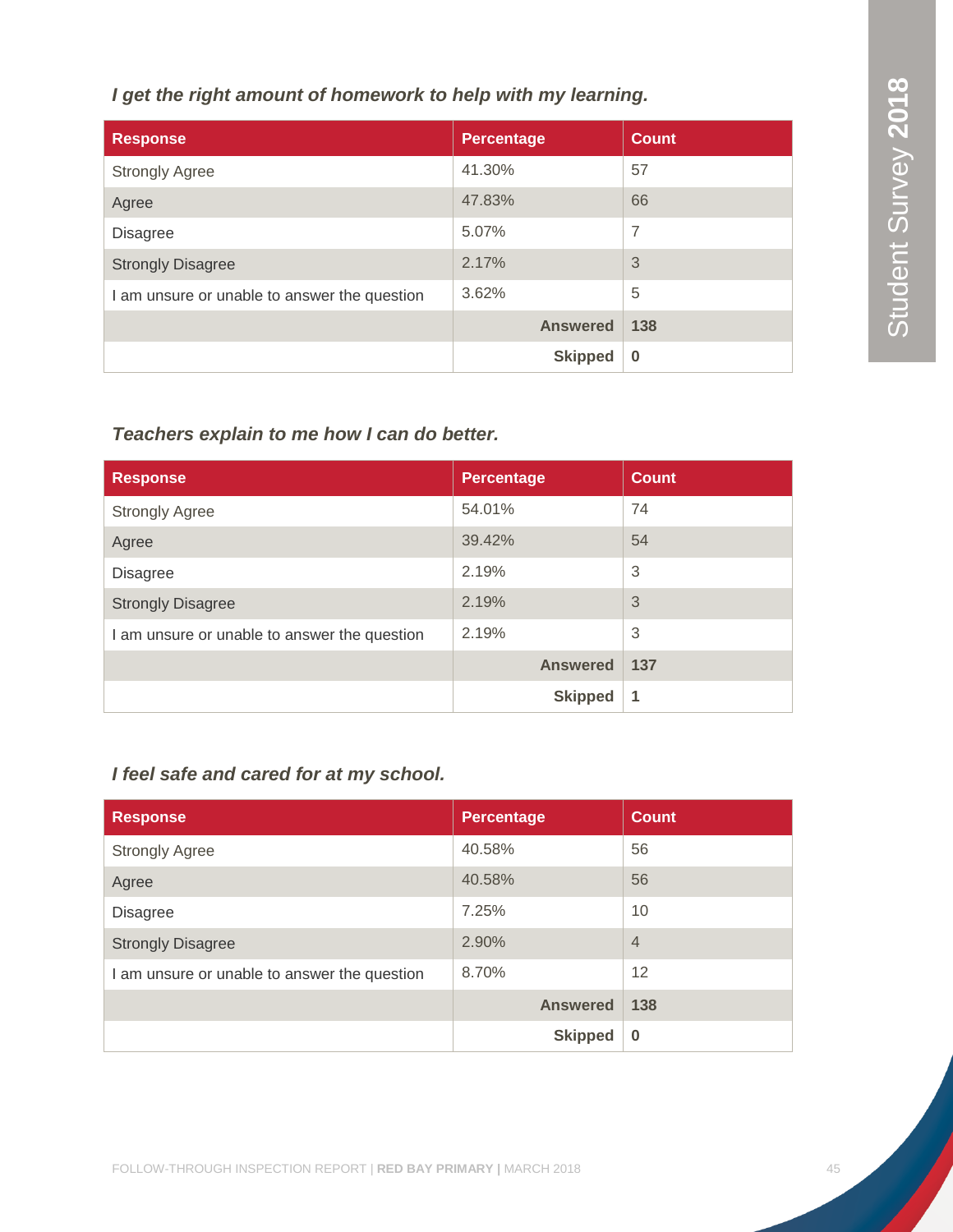### *I get the right amount of homework to help with my learning.*

| Response | Percentage | Count |
|---|---|---|
| Strongly Agree | 41.30% | 57 |
| Agree | 47.83% | 66 |
| Disagree | 5.07% | 7 |
| Strongly Disagree | 2.17% | 3 |
| I am unsure or unable to answer the question | 3.62% | 5 |
| | **Answered** | **138** |
| | **Skipped** | **0** |

### *Teachers explain to me how I can do better.*

| Response | Percentage | Count |
|---|---|---|
| Strongly Agree | 54.01% | 74 |
| Agree | 39.42% | 54 |
| Disagree | 2.19% | 3 |
| Strongly Disagree | 2.19% | 3 |
| I am unsure or unable to answer the question | 2.19% | 3 |
| | **Answered** | **137** |
| | **Skipped** | **1** |

### *I feel safe and cared for at my school.*

| Response | Percentage | Count |
|---|---|---|
| Strongly Agree | 40.58% | 56 |
| Agree | 40.58% | 56 |
| Disagree | 7.25% | 10 |
| Strongly Disagree | 2.90% | 4 |
| I am unsure or unable to answer the question | 8.70% | 12 |
| | **Answered** | **138** |
| | **Skipped** | **0** |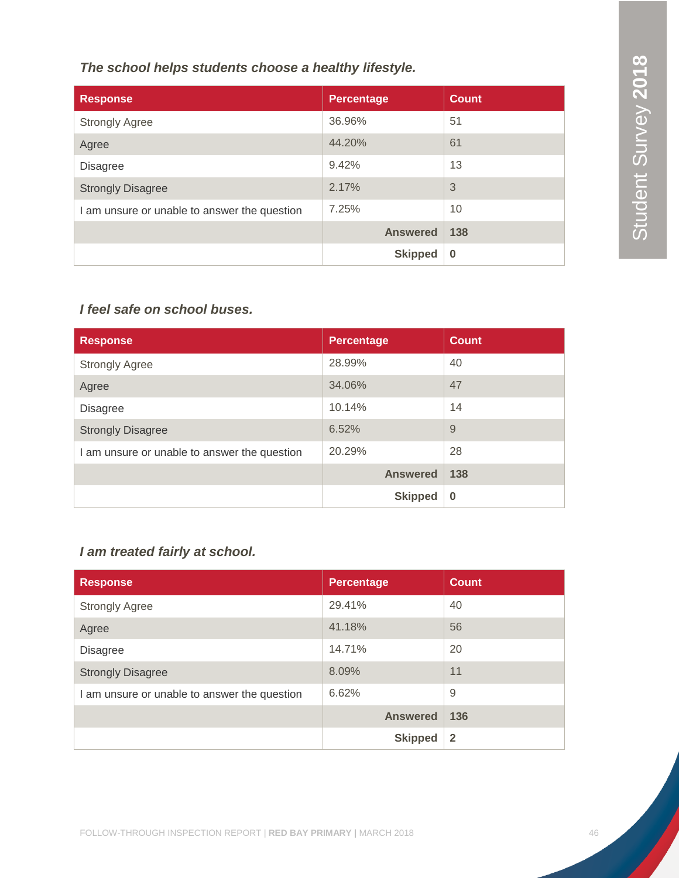*The school helps students choose a healthy lifestyle.*

| Response | Percentage | Count |
| --- | --- | --- |
| Strongly Agree | 36.96% | 51 |
| Agree | 44.20% | 61 |
| Disagree | 9.42% | 13 |
| Strongly Disagree | 2.17% | 3 |
| I am unsure or unable to answer the question | 7.25% | 10 |
| | **Answered** | **138** |
| | **Skipped** | **0** |

*I feel safe on school buses.*

| Response | Percentage | Count |
| --- | --- | --- |
| Strongly Agree | 28.99% | 40 |
| Agree | 34.06% | 47 |
| Disagree | 10.14% | 14 |
| Strongly Disagree | 6.52% | 9 |
| I am unsure or unable to answer the question | 20.29% | 28 |
| | **Answered** | **138** |
| | **Skipped** | **0** |

*I am treated fairly at school.*

| Response | Percentage | Count |
| --- | --- | --- |
| Strongly Agree | 29.41% | 40 |
| Agree | 41.18% | 56 |
| Disagree | 14.71% | 20 |
| Strongly Disagree | 8.09% | 11 |
| I am unsure or unable to answer the question | 6.62% | 9 |
| | **Answered** | **136** |
| | **Skipped** | **2** |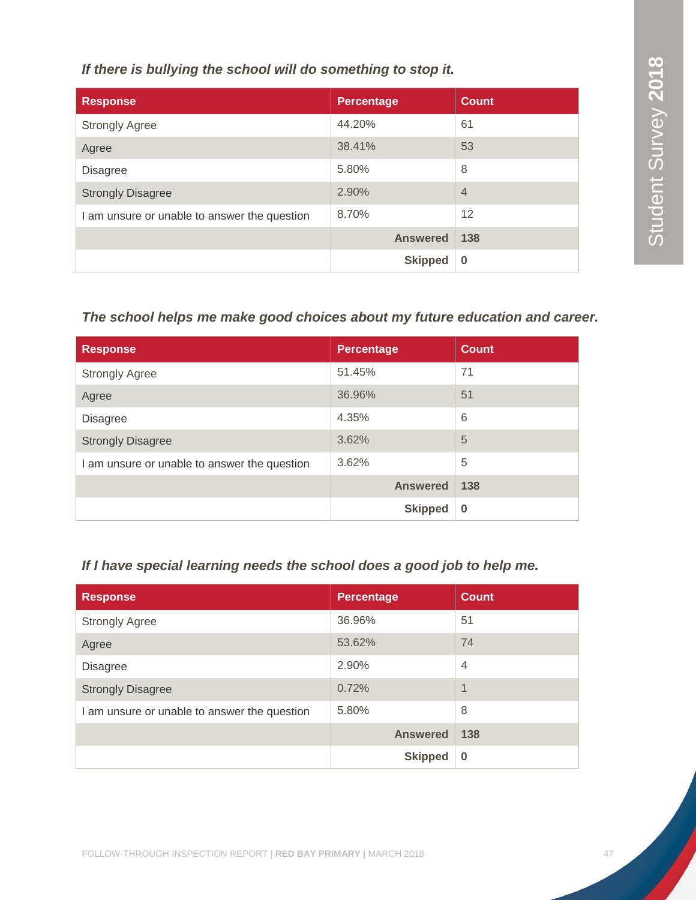### *If there is bullying the school will do something to stop it.*

| Response | Percentage | Count |
|---|---|---|
| Strongly Agree | 44.20% | 61 |
| Agree | 38.41% | 53 |
| Disagree | 5.80% | 8 |
| Strongly Disagree | 2.90% | 4 |
| I am unsure or unable to answer the question | 8.70% | 12 |
| | **Answered** | **138** |
| | **Skipped** | **0** |

### *The school helps me make good choices about my future education and career.*

| Response | Percentage | Count |
|---|---|---|
| Strongly Agree | 51.45% | 71 |
| Agree | 36.96% | 51 |
| Disagree | 4.35% | 6 |
| Strongly Disagree | 3.62% | 5 |
| I am unsure or unable to answer the question | 3.62% | 5 |
| | **Answered** | **138** |
| | **Skipped** | **0** |

### *If I have special learning needs the school does a good job to help me.*

| Response | Percentage | Count |
|---|---|---|
| Strongly Agree | 36.96% | 51 |
| Agree | 53.62% | 74 |
| Disagree | 2.90% | 4 |
| Strongly Disagree | 0.72% | 1 |
| I am unsure or unable to answer the question | 5.80% | 8 |
| | **Answered** | **138** |
| | **Skipped** | **0** |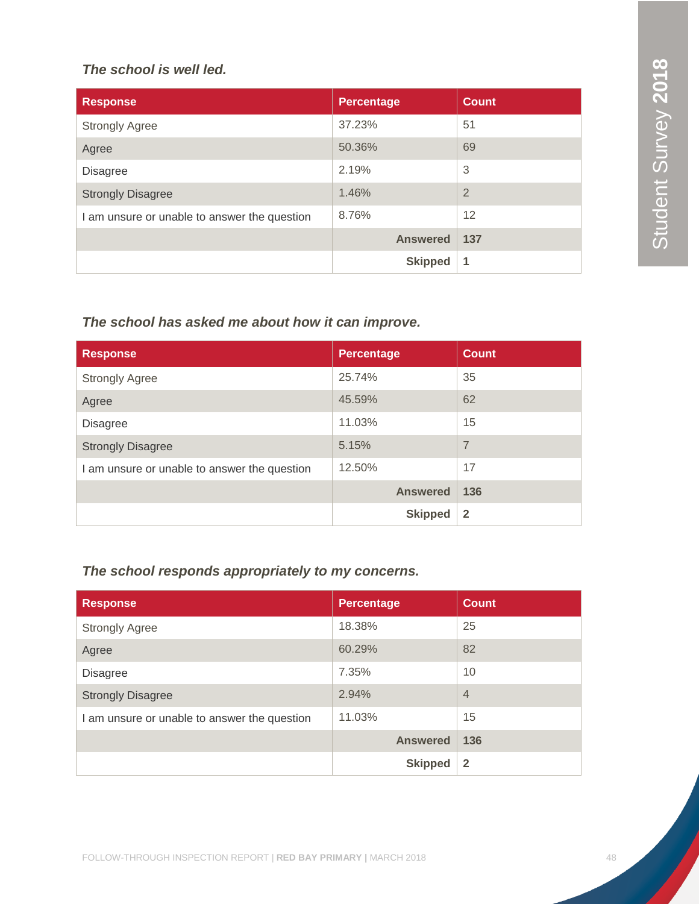### *The school is well led.*

| Response | Percentage | Count |
|---|---|---|
| Strongly Agree | 37.23% | 51 |
| Agree | 50.36% | 69 |
| Disagree | 2.19% | 3 |
| Strongly Disagree | 1.46% | 2 |
| I am unsure or unable to answer the question | 8.76% | 12 |
| | **Answered** | **137** |
| | **Skipped** | **1** |

### *The school has asked me about how it can improve.*

| Response | Percentage | Count |
|---|---|---|
| Strongly Agree | 25.74% | 35 |
| Agree | 45.59% | 62 |
| Disagree | 11.03% | 15 |
| Strongly Disagree | 5.15% | 7 |
| I am unsure or unable to answer the question | 12.50% | 17 |
| | **Answered** | **136** |
| | **Skipped** | **2** |

### *The school responds appropriately to my concerns.*

| Response | Percentage | Count |
|---|---|---|
| Strongly Agree | 18.38% | 25 |
| Agree | 60.29% | 82 |
| Disagree | 7.35% | 10 |
| Strongly Disagree | 2.94% | 4 |
| I am unsure or unable to answer the question | 11.03% | 15 |
| | **Answered** | **136** |
| | **Skipped** | **2** |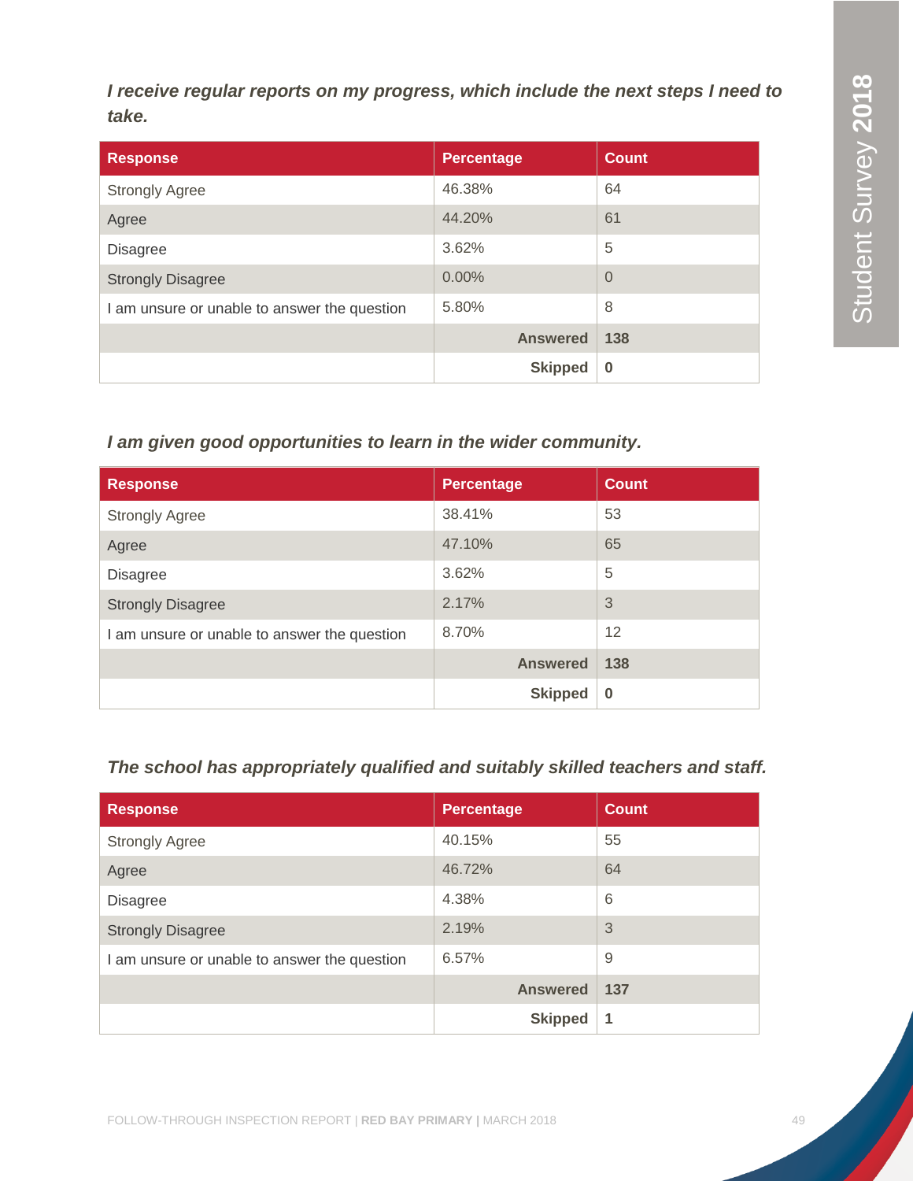*I receive regular reports on my progress, which include the next steps I need to take.*

| Response | Percentage | Count |
|---|---|---|
| Strongly Agree | 46.38% | 64 |
| Agree | 44.20% | 61 |
| Disagree | 3.62% | 5 |
| Strongly Disagree | 0.00% | 0 |
| I am unsure or unable to answer the question | 5.80% | 8 |
| | **Answered** | **138** |
| | **Skipped** | **0** |

*I am given good opportunities to learn in the wider community.*

| Response | Percentage | Count |
|---|---|---|
| Strongly Agree | 38.41% | 53 |
| Agree | 47.10% | 65 |
| Disagree | 3.62% | 5 |
| Strongly Disagree | 2.17% | 3 |
| I am unsure or unable to answer the question | 8.70% | 12 |
| | **Answered** | **138** |
| | **Skipped** | **0** |

*The school has appropriately qualified and suitably skilled teachers and staff.*

| Response | Percentage | Count |
|---|---|---|
| Strongly Agree | 40.15% | 55 |
| Agree | 46.72% | 64 |
| Disagree | 4.38% | 6 |
| Strongly Disagree | 2.19% | 3 |
| I am unsure or unable to answer the question | 6.57% | 9 |
| | **Answered** | **137** |
| | **Skipped** | **1** |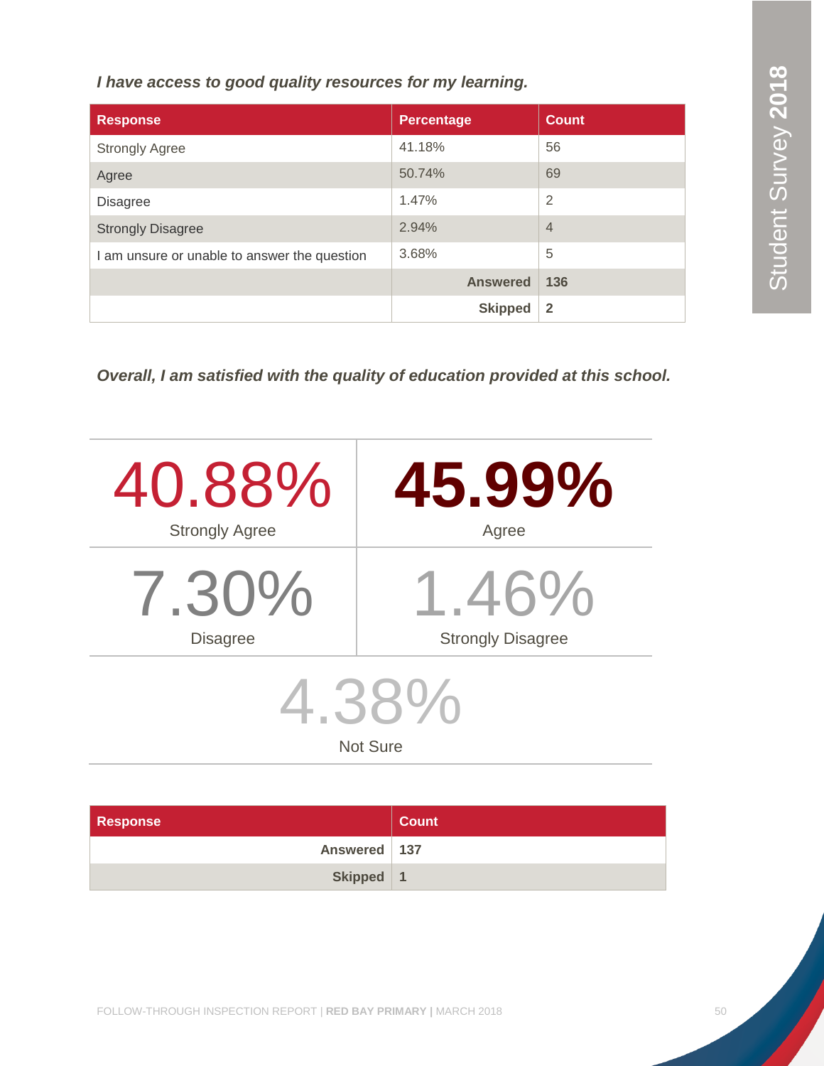*I have access to good quality resources for my learning.*

| Response | Percentage | Count |
|---|---|---|
| Strongly Agree | 41.18% | 56 |
| Agree | 50.74% | 69 |
| Disagree | 1.47% | 2 |
| Strongly Disagree | 2.94% | 4 |
| I am unsure or unable to answer the question | 3.68% | 5 |
| | **Answered** | **136** |
| | **Skipped** | **2** |

*Overall, I am satisfied with the quality of education provided at this school.*

40.88%
Strongly Agree

**45.99%**
Agree

7.30%
Disagree

1.46%
Strongly Disagree

4.38%
Not Sure

| Response | Count |
|---|---|
| **Answered** | **137** |
| **Skipped** | **1** |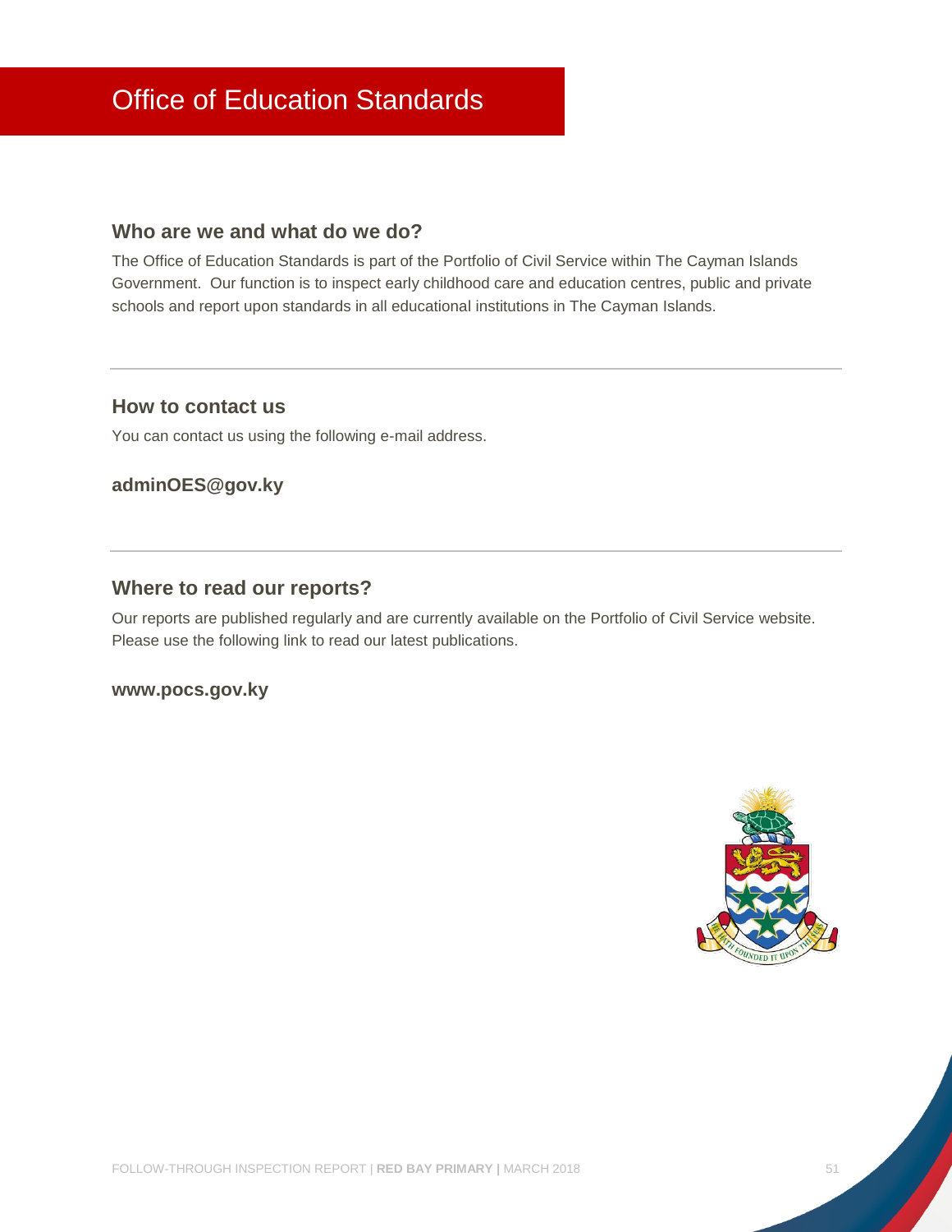# Office of Education Standards

## Who are we and what do we do?

The Office of Education Standards is part of the Portfolio of Civil Service within The Cayman Islands Government. Our function is to inspect early childhood care and education centres, public and private schools and report upon standards in all educational institutions in The Cayman Islands.

## How to contact us

You can contact us using the following e-mail address.

**adminOES@gov.ky**

## Where to read our reports?

Our reports are published regularly and are currently available on the Portfolio of Civil Service website. Please use the following link to read our latest publications.

**www.pocs.gov.ky**